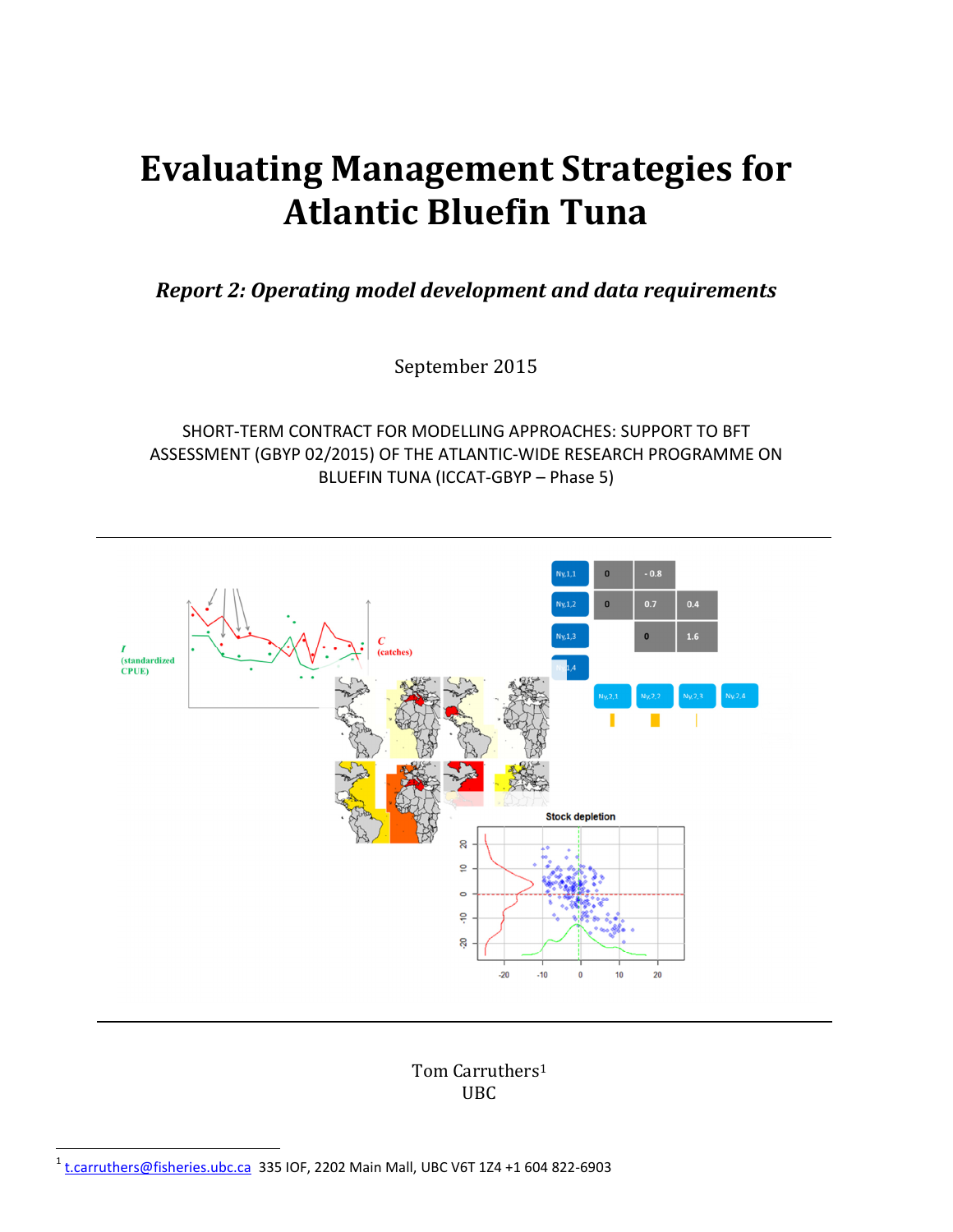# Evaluating Management Strategies for Atlantic Bluefin Tuna

## *Report 2: Operating model development and data requirements*

September 2015

SHORT-TERM CONTRACT FOR MODELLING APPROACHES: SUPPORT TO BFT ASSESSMENT (GBYP 02/2015) OF THE ATLANTIC-WIDE RESEARCH PROGRAMME ON BLUEFIN TUNA (ICCAT-GBYP – Phase 5)

---

---

Tom Carruthers[1]
UBC

[1] t.carruthers@fisheries.ubc.ca 335 IOF, 2202 Main Mall, UBC V6T 1Z4 +1 604 822-6903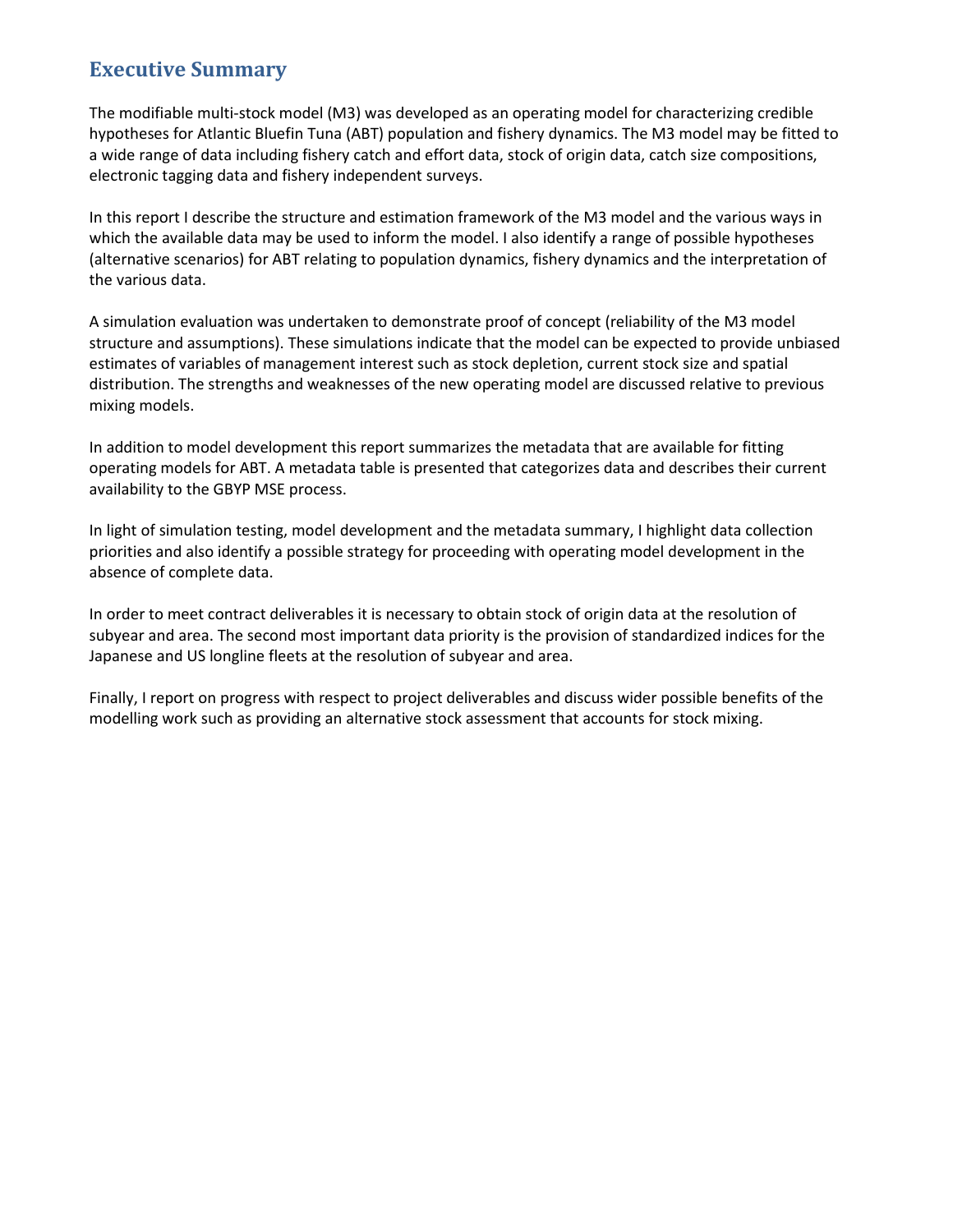## Executive Summary

The modifiable multi-stock model (M3) was developed as an operating model for characterizing credible hypotheses for Atlantic Bluefin Tuna (ABT) population and fishery dynamics. The M3 model may be fitted to a wide range of data including fishery catch and effort data, stock of origin data, catch size compositions, electronic tagging data and fishery independent surveys.

In this report I describe the structure and estimation framework of the M3 model and the various ways in which the available data may be used to inform the model. I also identify a range of possible hypotheses (alternative scenarios) for ABT relating to population dynamics, fishery dynamics and the interpretation of the various data.

A simulation evaluation was undertaken to demonstrate proof of concept (reliability of the M3 model structure and assumptions). These simulations indicate that the model can be expected to provide unbiased estimates of variables of management interest such as stock depletion, current stock size and spatial distribution. The strengths and weaknesses of the new operating model are discussed relative to previous mixing models.

In addition to model development this report summarizes the metadata that are available for fitting operating models for ABT. A metadata table is presented that categorizes data and describes their current availability to the GBYP MSE process.

In light of simulation testing, model development and the metadata summary, I highlight data collection priorities and also identify a possible strategy for proceeding with operating model development in the absence of complete data.

In order to meet contract deliverables it is necessary to obtain stock of origin data at the resolution of subyear and area. The second most important data priority is the provision of standardized indices for the Japanese and US longline fleets at the resolution of subyear and area.

Finally, I report on progress with respect to project deliverables and discuss wider possible benefits of the modelling work such as providing an alternative stock assessment that accounts for stock mixing.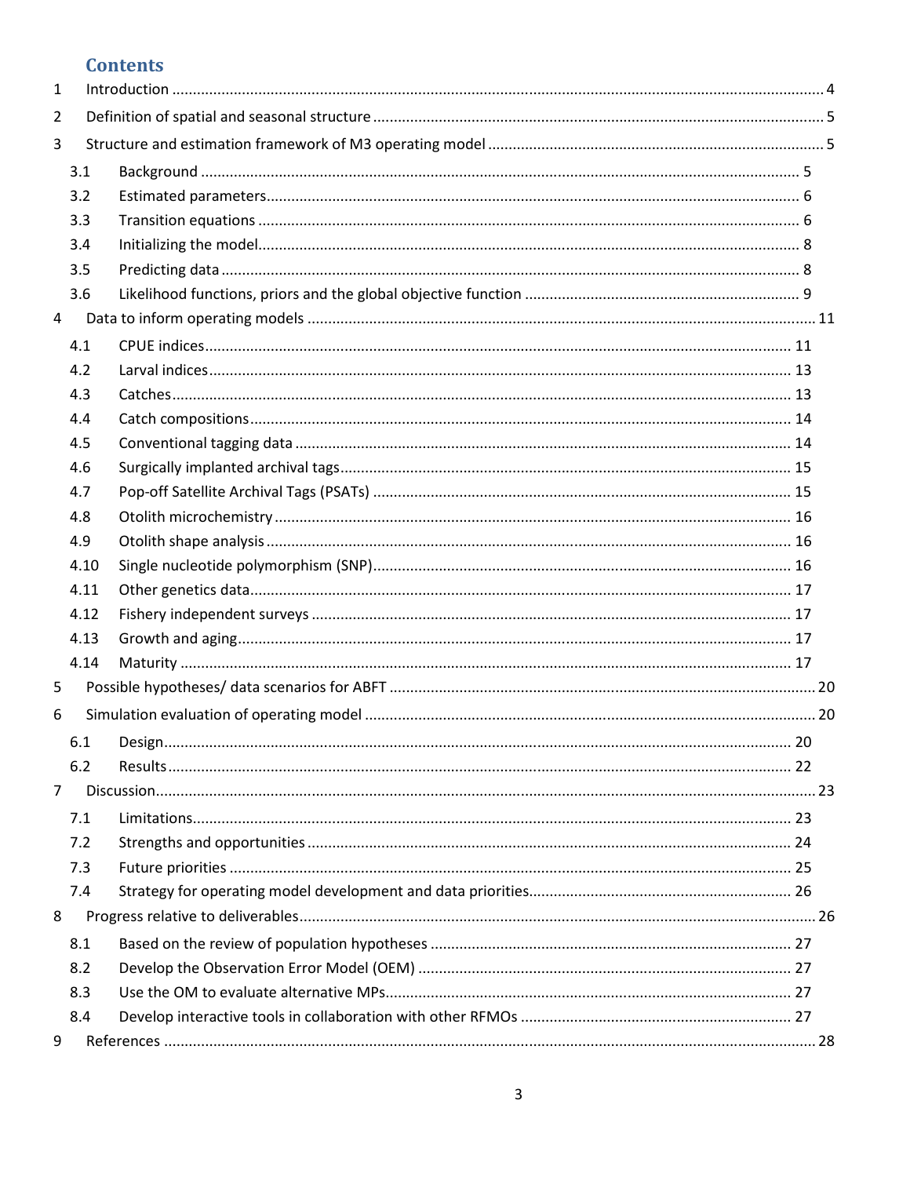## Contents

1 Introduction ..... 4

2 Definition of spatial and seasonal structure ..... 5

3 Structure and estimation framework of M3 operating model ..... 5

- 3.1 Background ..... 5
- 3.2 Estimated parameters ..... 6
- 3.3 Transition equations ..... 6
- 3.4 Initializing the model ..... 8
- 3.5 Predicting data ..... 8
- 3.6 Likelihood functions, priors and the global objective function ..... 9

4 Data to inform operating models ..... 11

- 4.1 CPUE indices ..... 11
- 4.2 Larval indices ..... 13
- 4.3 Catches ..... 13
- 4.4 Catch compositions ..... 14
- 4.5 Conventional tagging data ..... 14
- 4.6 Surgically implanted archival tags ..... 15
- 4.7 Pop-off Satellite Archival Tags (PSATs) ..... 15
- 4.8 Otolith microchemistry ..... 16
- 4.9 Otolith shape analysis ..... 16
- 4.10 Single nucleotide polymorphism (SNP) ..... 16
- 4.11 Other genetics data ..... 17
- 4.12 Fishery independent surveys ..... 17
- 4.13 Growth and aging ..... 17
- 4.14 Maturity ..... 17

5 Possible hypotheses/ data scenarios for ABFT ..... 20

6 Simulation evaluation of operating model ..... 20

- 6.1 Design ..... 20
- 6.2 Results ..... 22

7 Discussion ..... 23

- 7.1 Limitations ..... 23
- 7.2 Strengths and opportunities ..... 24
- 7.3 Future priorities ..... 25
- 7.4 Strategy for operating model development and data priorities ..... 26

8 Progress relative to deliverables ..... 26

- 8.1 Based on the review of population hypotheses ..... 27
- 8.2 Develop the Observation Error Model (OEM) ..... 27
- 8.3 Use the OM to evaluate alternative MPs ..... 27
- 8.4 Develop interactive tools in collaboration with other RFMOs ..... 27

9 References ..... 28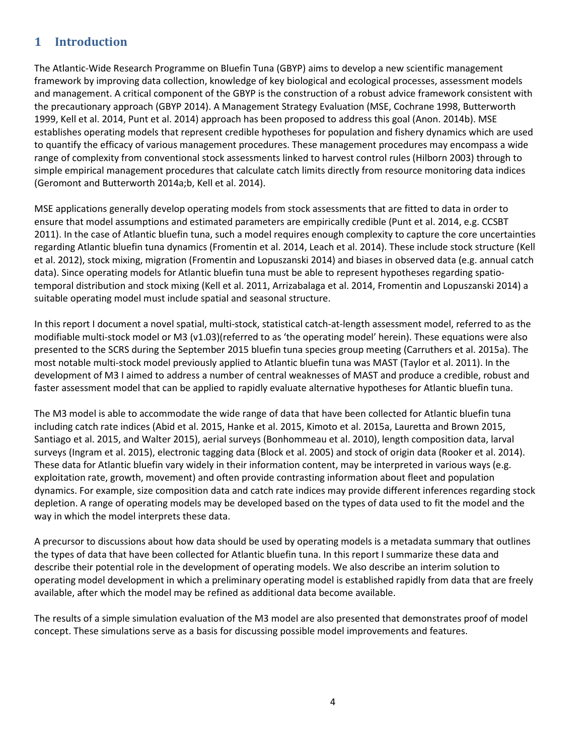# 1 Introduction

The Atlantic-Wide Research Programme on Bluefin Tuna (GBYP) aims to develop a new scientific management framework by improving data collection, knowledge of key biological and ecological processes, assessment models and management. A critical component of the GBYP is the construction of a robust advice framework consistent with the precautionary approach (GBYP 2014). A Management Strategy Evaluation (MSE, Cochrane 1998, Butterworth 1999, Kell et al. 2014, Punt et al. 2014) approach has been proposed to address this goal (Anon. 2014b). MSE establishes operating models that represent credible hypotheses for population and fishery dynamics which are used to quantify the efficacy of various management procedures. These management procedures may encompass a wide range of complexity from conventional stock assessments linked to harvest control rules (Hilborn 2003) through to simple empirical management procedures that calculate catch limits directly from resource monitoring data indices (Geromont and Butterworth 2014a;b, Kell et al. 2014).

MSE applications generally develop operating models from stock assessments that are fitted to data in order to ensure that model assumptions and estimated parameters are empirically credible (Punt et al. 2014, e.g. CCSBT 2011). In the case of Atlantic bluefin tuna, such a model requires enough complexity to capture the core uncertainties regarding Atlantic bluefin tuna dynamics (Fromentin et al. 2014, Leach et al. 2014). These include stock structure (Kell et al. 2012), stock mixing, migration (Fromentin and Lopuszanski 2014) and biases in observed data (e.g. annual catch data). Since operating models for Atlantic bluefin tuna must be able to represent hypotheses regarding spatio-temporal distribution and stock mixing (Kell et al. 2011, Arrizabalaga et al. 2014, Fromentin and Lopuszanski 2014) a suitable operating model must include spatial and seasonal structure.

In this report I document a novel spatial, multi-stock, statistical catch-at-length assessment model, referred to as the modifiable multi-stock model or M3 (v1.03)(referred to as 'the operating model' herein). These equations were also presented to the SCRS during the September 2015 bluefin tuna species group meeting (Carruthers et al. 2015a). The most notable multi-stock model previously applied to Atlantic bluefin tuna was MAST (Taylor et al. 2011). In the development of M3 I aimed to address a number of central weaknesses of MAST and produce a credible, robust and faster assessment model that can be applied to rapidly evaluate alternative hypotheses for Atlantic bluefin tuna.

The M3 model is able to accommodate the wide range of data that have been collected for Atlantic bluefin tuna including catch rate indices (Abid et al. 2015, Hanke et al. 2015, Kimoto et al. 2015a, Lauretta and Brown 2015, Santiago et al. 2015, and Walter 2015), aerial surveys (Bonhommeau et al. 2010), length composition data, larval surveys (Ingram et al. 2015), electronic tagging data (Block et al. 2005) and stock of origin data (Rooker et al. 2014). These data for Atlantic bluefin vary widely in their information content, may be interpreted in various ways (e.g. exploitation rate, growth, movement) and often provide contrasting information about fleet and population dynamics. For example, size composition data and catch rate indices may provide different inferences regarding stock depletion. A range of operating models may be developed based on the types of data used to fit the model and the way in which the model interprets these data.

A precursor to discussions about how data should be used by operating models is a metadata summary that outlines the types of data that have been collected for Atlantic bluefin tuna. In this report I summarize these data and describe their potential role in the development of operating models. We also describe an interim solution to operating model development in which a preliminary operating model is established rapidly from data that are freely available, after which the model may be refined as additional data become available.

The results of a simple simulation evaluation of the M3 model are also presented that demonstrates proof of model concept. These simulations serve as a basis for discussing possible model improvements and features.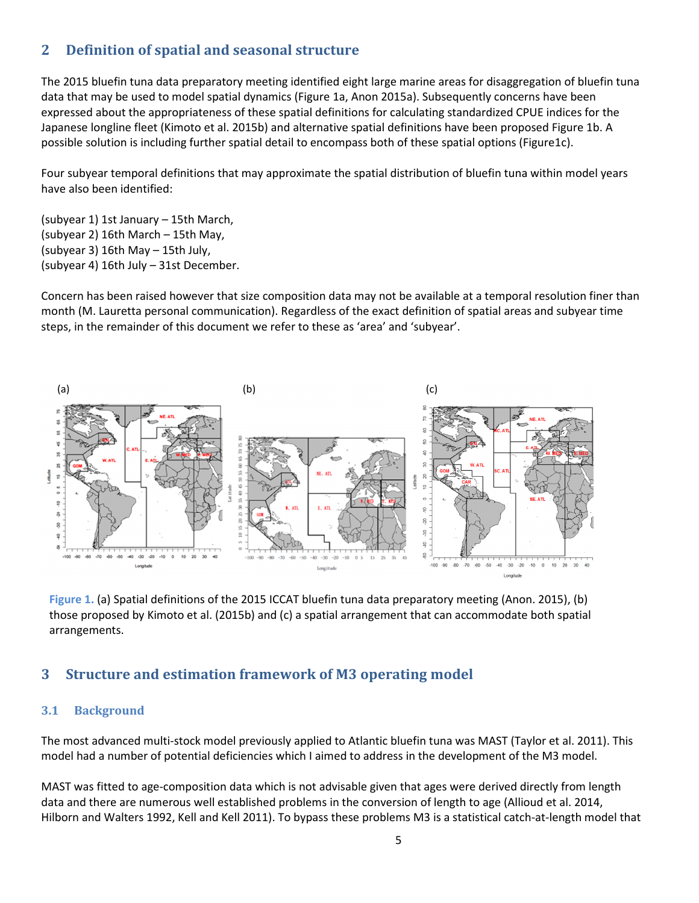## 2 Definition of spatial and seasonal structure

The 2015 bluefin tuna data preparatory meeting identified eight large marine areas for disaggregation of bluefin tuna data that may be used to model spatial dynamics (Figure 1a, Anon 2015a). Subsequently concerns have been expressed about the appropriateness of these spatial definitions for calculating standardized CPUE indices for the Japanese longline fleet (Kimoto et al. 2015b) and alternative spatial definitions have been proposed Figure 1b. A possible solution is including further spatial detail to encompass both of these spatial options (Figure1c).

Four subyear temporal definitions that may approximate the spatial distribution of bluefin tuna within model years have also been identified:

(subyear 1) 1st January – 15th March,
(subyear 2) 16th March – 15th May,
(subyear 3) 16th May – 15th July,
(subyear 4) 16th July – 31st December.

Concern has been raised however that size composition data may not be available at a temporal resolution finer than month (M. Lauretta personal communication). Regardless of the exact definition of spatial areas and subyear time steps, in the remainder of this document we refer to these as 'area' and 'subyear'.

**Figure 1.** (a) Spatial definitions of the 2015 ICCAT bluefin tuna data preparatory meeting (Anon. 2015), (b) those proposed by Kimoto et al. (2015b) and (c) a spatial arrangement that can accommodate both spatial arrangements.

## 3 Structure and estimation framework of M3 operating model

### 3.1 Background

The most advanced multi-stock model previously applied to Atlantic bluefin tuna was MAST (Taylor et al. 2011). This model had a number of potential deficiencies which I aimed to address in the development of the M3 model.

MAST was fitted to age-composition data which is not advisable given that ages were derived directly from length data and there are numerous well established problems in the conversion of length to age (Allioud et al. 2014, Hilborn and Walters 1992, Kell and Kell 2011). To bypass these problems M3 is a statistical catch-at-length model that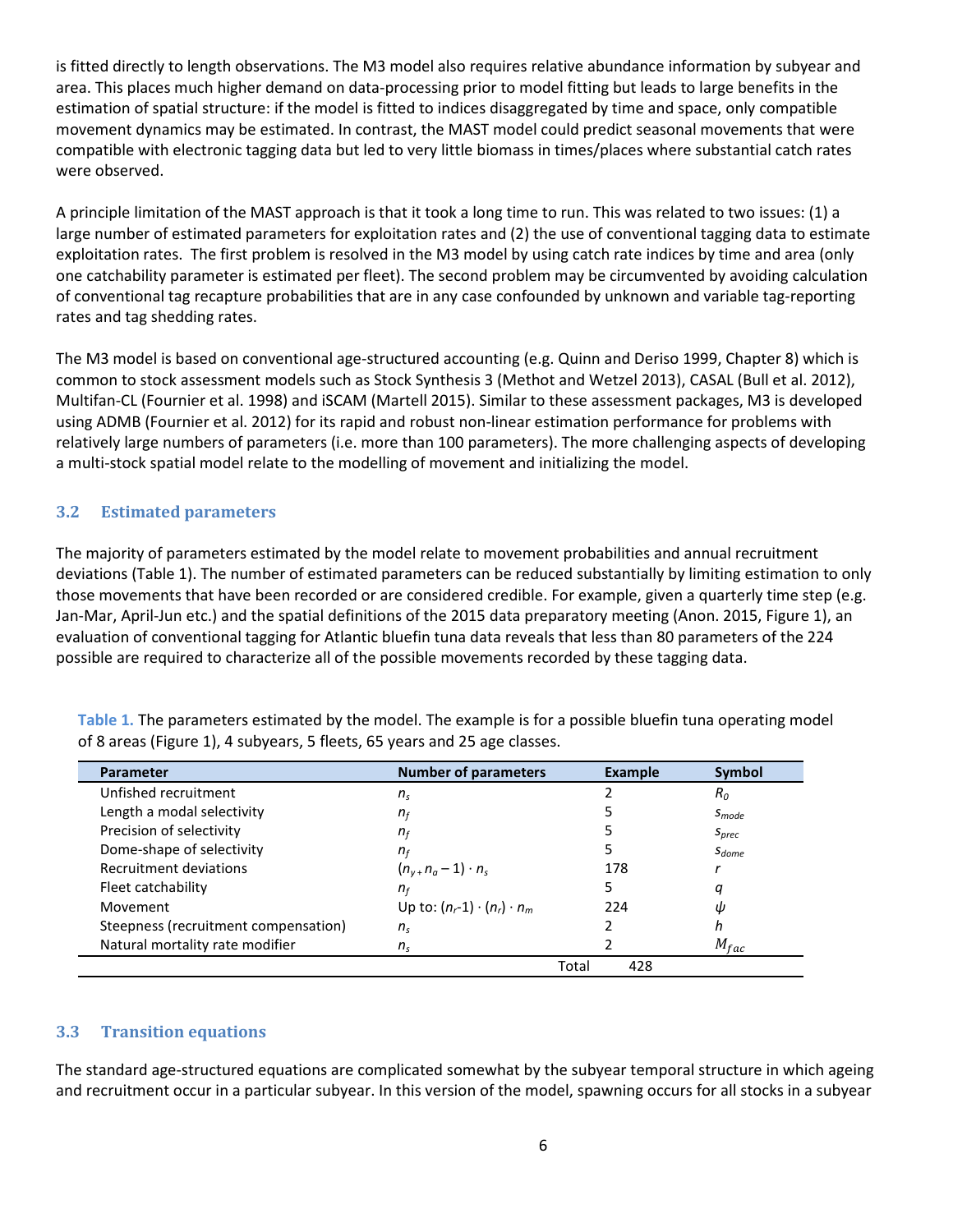is fitted directly to length observations. The M3 model also requires relative abundance information by subyear and area. This places much higher demand on data-processing prior to model fitting but leads to large benefits in the estimation of spatial structure: if the model is fitted to indices disaggregated by time and space, only compatible movement dynamics may be estimated. In contrast, the MAST model could predict seasonal movements that were compatible with electronic tagging data but led to very little biomass in times/places where substantial catch rates were observed.

A principle limitation of the MAST approach is that it took a long time to run. This was related to two issues: (1) a large number of estimated parameters for exploitation rates and (2) the use of conventional tagging data to estimate exploitation rates. The first problem is resolved in the M3 model by using catch rate indices by time and area (only one catchability parameter is estimated per fleet). The second problem may be circumvented by avoiding calculation of conventional tag recapture probabilities that are in any case confounded by unknown and variable tag-reporting rates and tag shedding rates.

The M3 model is based on conventional age-structured accounting (e.g. Quinn and Deriso 1999, Chapter 8) which is common to stock assessment models such as Stock Synthesis 3 (Methot and Wetzel 2013), CASAL (Bull et al. 2012), Multifan-CL (Fournier et al. 1998) and iSCAM (Martell 2015). Similar to these assessment packages, M3 is developed using ADMB (Fournier et al. 2012) for its rapid and robust non-linear estimation performance for problems with relatively large numbers of parameters (i.e. more than 100 parameters). The more challenging aspects of developing a multi-stock spatial model relate to the modelling of movement and initializing the model.

## 3.2 Estimated parameters

The majority of parameters estimated by the model relate to movement probabilities and annual recruitment deviations (Table 1). The number of estimated parameters can be reduced substantially by limiting estimation to only those movements that have been recorded or are considered credible. For example, given a quarterly time step (e.g. Jan-Mar, April-Jun etc.) and the spatial definitions of the 2015 data preparatory meeting (Anon. 2015, Figure 1), an evaluation of conventional tagging for Atlantic bluefin tuna data reveals that less than 80 parameters of the 224 possible are required to characterize all of the possible movements recorded by these tagging data.

**Table 1.** The parameters estimated by the model. The example is for a possible bluefin tuna operating model of 8 areas (Figure 1), 4 subyears, 5 fleets, 65 years and 25 age classes.

| Parameter | Number of parameters | Example | Symbol |
|---|---|---|---|
| Unfished recruitment | $n_s$ | 2 | $R_0$ |
| Length a modal selectivity | $n_f$ | 5 | $s_{mode}$ |
| Precision of selectivity | $n_f$ | 5 | $s_{prec}$ |
| Dome-shape of selectivity | $n_f$ | 5 | $s_{dome}$ |
| Recruitment deviations | $(n_{y+}n_a - 1) \cdot n_s$ | 178 | $r$ |
| Fleet catchability | $n_f$ | 5 | $q$ |
| Movement | Up to: $(n_r\text{-}1) \cdot (n_r) \cdot n_m$ | 224 | $\psi$ |
| Steepness (recruitment compensation) | $n_s$ | 2 | $h$ |
| Natural mortality rate modifier | $n_s$ | 2 | $M_{fac}$ |
| | Total | 428 | |

## 3.3 Transition equations

The standard age-structured equations are complicated somewhat by the subyear temporal structure in which ageing and recruitment occur in a particular subyear. In this version of the model, spawning occurs for all stocks in a subyear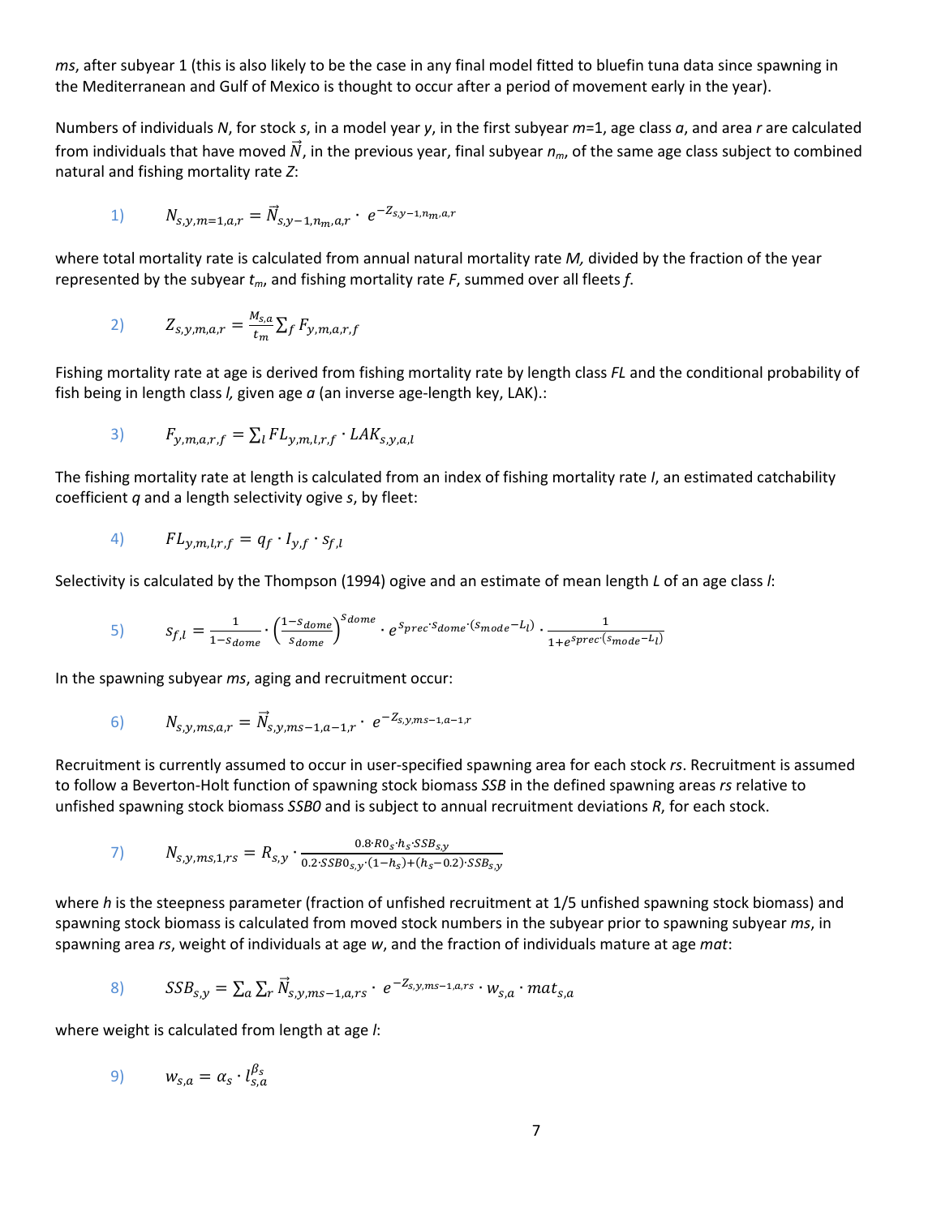$ms$, after subyear 1 (this is also likely to be the case in any final model fitted to bluefin tuna data since spawning in the Mediterranean and Gulf of Mexico is thought to occur after a period of movement early in the year).

Numbers of individuals $N$, for stock $s$, in a model year $y$, in the first subyear $m$=1, age class $a$, and area $r$ are calculated from individuals that have moved $\vec{N}$, in the previous year, final subyear $n_m$, of the same age class subject to combined natural and fishing mortality rate $Z$:

$$1) \qquad N_{s,y,m=1,a,r} = \vec{N}_{s,y-1,n_m,a,r} \cdot e^{-Z_{s,y-1,n_m,a,r}}$$

where total mortality rate is calculated from annual natural mortality rate $M$, divided by the fraction of the year represented by the subyear $t_m$, and fishing mortality rate $F$, summed over all fleets $f$.

$$2) \qquad Z_{s,y,m,a,r} = \frac{M_{s,a}}{t_m} \sum_f F_{y,m,a,r,f}$$

Fishing mortality rate at age is derived from fishing mortality rate by length class $FL$ and the conditional probability of fish being in length class $l$, given age $a$ (an inverse age-length key, LAK).:

$$3) \qquad F_{y,m,a,r,f} = \sum_l FL_{y,m,l,r,f} \cdot LAK_{s,y,a,l}$$

The fishing mortality rate at length is calculated from an index of fishing mortality rate $I$, an estimated catchability coefficient $q$ and a length selectivity ogive $s$, by fleet:

$$4) \qquad FL_{y,m,l,r,f} = q_f \cdot I_{y,f} \cdot s_{f,l}$$

Selectivity is calculated by the Thompson (1994) ogive and an estimate of mean length $L$ of an age class $l$:

$$5) \qquad s_{f,l} = \frac{1}{1-s_{dome}} \cdot \left(\frac{1-s_{dome}}{s_{dome}}\right)^{s_{dome}} \cdot e^{s_{prec} \cdot s_{dome} \cdot (s_{mode}-L_l)} \cdot \frac{1}{1+e^{s_{prec} \cdot (s_{mode}-L_l)}}$$

In the spawning subyear $ms$, aging and recruitment occur:

$$6) \qquad N_{s,y,ms,a,r} = \vec{N}_{s,y,ms-1,a-1,r} \cdot e^{-Z_{s,y,ms-1,a-1,r}}$$

Recruitment is currently assumed to occur in user-specified spawning area for each stock $rs$. Recruitment is assumed to follow a Beverton-Holt function of spawning stock biomass $SSB$ in the defined spawning areas $rs$ relative to unfished spawning stock biomass $SSB0$ and is subject to annual recruitment deviations $R$, for each stock.

$$7) \qquad N_{s,y,ms,1,rs} = R_{s,y} \cdot \frac{0.8 \cdot R0_s \cdot h_s \cdot SSB_{s,y}}{0.2 \cdot SSB0_{s,y} \cdot (1-h_s) + (h_s - 0.2) \cdot SSB_{s,y}}$$

where $h$ is the steepness parameter (fraction of unfished recruitment at 1/5 unfished spawning stock biomass) and spawning stock biomass is calculated from moved stock numbers in the subyear prior to spawning subyear $ms$, in spawning area $rs$, weight of individuals at age $w$, and the fraction of individuals mature at age $mat$:

$$8) \qquad SSB_{s,y} = \sum_a \sum_r \vec{N}_{s,y,ms-1,a,rs} \cdot e^{-Z_{s,y,ms-1,a,rs}} \cdot w_{s,a} \cdot mat_{s,a}$$

where weight is calculated from length at age $l$:

$$9) \qquad w_{s,a} = \alpha_s \cdot l_{s,a}^{\beta_s}$$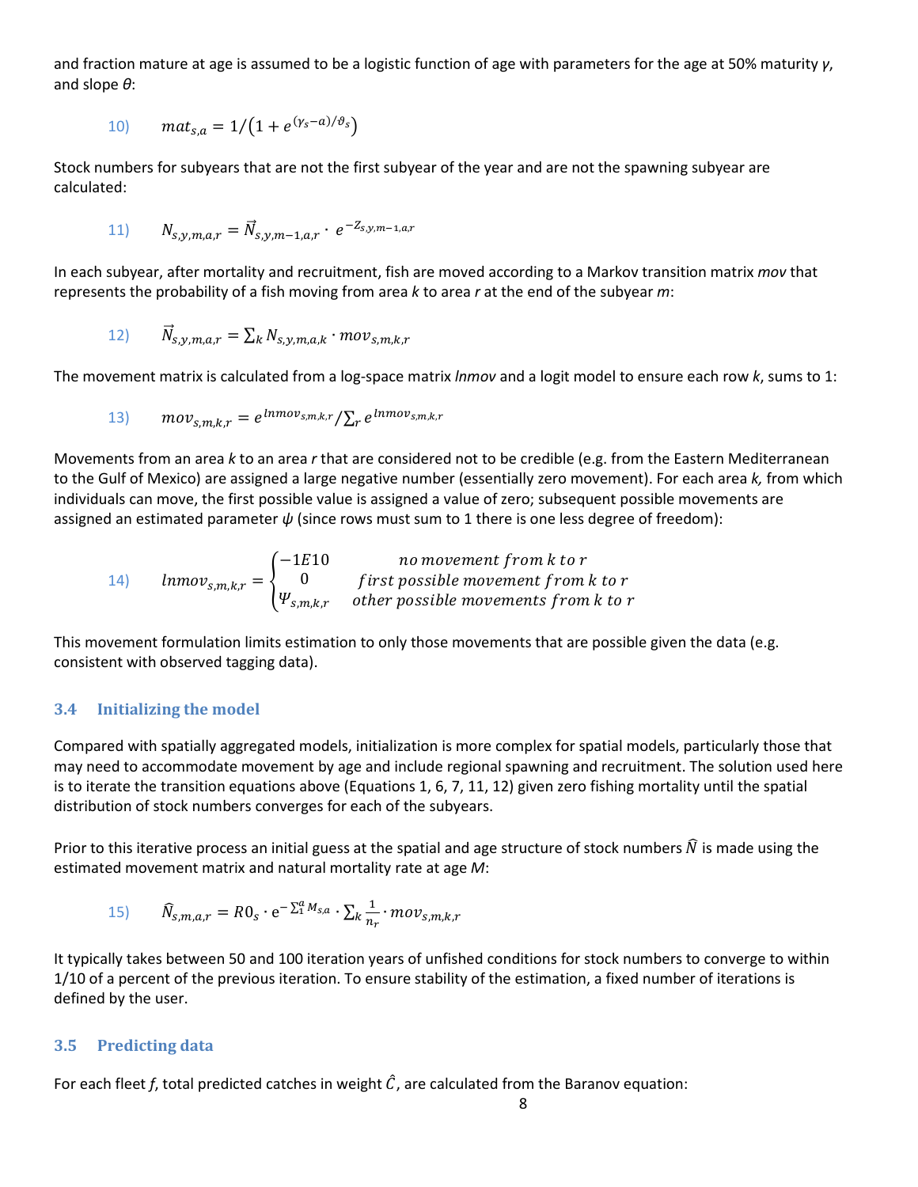and fraction mature at age is assumed to be a logistic function of age with parameters for the age at 50% maturity $\gamma$, and slope $\theta$:

$$mat_{s,a} = 1/\left(1 + e^{(\gamma_s - a)/\vartheta_s}\right) \tag{10}$$

Stock numbers for subyears that are not the first subyear of the year and are not the spawning subyear are calculated:

$$N_{s,y,m,a,r} = \vec{N}_{s,y,m-1,a,r} \cdot e^{-Z_{s,y,m-1,a,r}} \tag{11}$$

In each subyear, after mortality and recruitment, fish are moved according to a Markov transition matrix *mov* that represents the probability of a fish moving from area *k* to area *r* at the end of the subyear *m*:

$$\vec{N}_{s,y,m,a,r} = \sum_k N_{s,y,m,a,k} \cdot mov_{s,m,k,r} \tag{12}$$

The movement matrix is calculated from a log-space matrix *lnmov* and a logit model to ensure each row *k*, sums to 1:

$$mov_{s,m,k,r} = e^{lnmov_{s,m,k,r}} / \sum_r e^{lnmov_{s,m,k,r}} \tag{13}$$

Movements from an area *k* to an area *r* that are considered not to be credible (e.g. from the Eastern Mediterranean to the Gulf of Mexico) are assigned a large negative number (essentially zero movement). For each area *k,* from which individuals can move, the first possible value is assigned a value of zero; subsequent possible movements are assigned an estimated parameter $\psi$ (since rows must sum to 1 there is one less degree of freedom):

$$lnmov_{s,m,k,r} = \begin{cases} -1E10 & no\ movement\ from\ k\ to\ r \\ 0 & first\ possible\ movement\ from\ k\ to\ r \\ \Psi_{s,m,k,r} & other\ possible\ movements\ from\ k\ to\ r \end{cases} \tag{14}$$

This movement formulation limits estimation to only those movements that are possible given the data (e.g. consistent with observed tagging data).

### 3.4 Initializing the model

Compared with spatially aggregated models, initialization is more complex for spatial models, particularly those that may need to accommodate movement by age and include regional spawning and recruitment. The solution used here is to iterate the transition equations above (Equations 1, 6, 7, 11, 12) given zero fishing mortality until the spatial distribution of stock numbers converges for each of the subyears.

Prior to this iterative process an initial guess at the spatial and age structure of stock numbers $\widehat{N}$ is made using the estimated movement matrix and natural mortality rate at age $M$:

$$\widehat{N}_{s,m,a,r} = R0_s \cdot e^{-\sum_1^a M_{s,a}} \cdot \sum_k \frac{1}{n_r} \cdot mov_{s,m,k,r} \tag{15}$$

It typically takes between 50 and 100 iteration years of unfished conditions for stock numbers to converge to within 1/10 of a percent of the previous iteration. To ensure stability of the estimation, a fixed number of iterations is defined by the user.

### 3.5 Predicting data

For each fleet $f$, total predicted catches in weight $\hat{C}$, are calculated from the Baranov equation: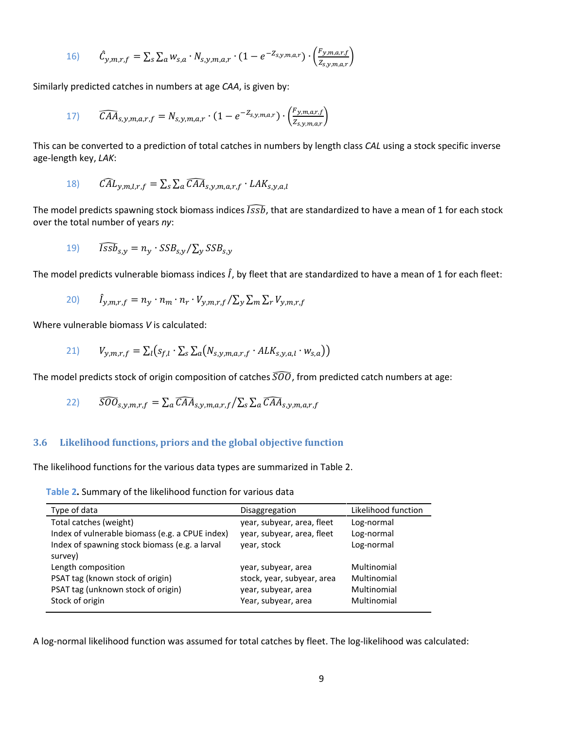$$16)\quad \hat{C}_{y,m,r,f} = \sum_s \sum_a w_{s,a} \cdot N_{s,y,m,a,r} \cdot (1 - e^{-Z_{s,y,m,a,r}}) \cdot \left(\frac{F_{y,m,a,r,f}}{Z_{s,y,m,a,r}}\right)$$

Similarly predicted catches in numbers at age *CAA*, is given by:

$$17)\quad \widehat{CAA}_{s,y,m,a,r,f} = N_{s,y,m,a,r} \cdot (1 - e^{-Z_{s,y,m,a,r}}) \cdot \left(\frac{F_{y,m,a,r,f}}{Z_{s,y,m,a,r}}\right)$$

This can be converted to a prediction of total catches in numbers by length class *CAL* using a stock specific inverse age-length key, *LAK*:

$$18)\quad \widehat{CAL}_{y,m,l,r,f} = \sum_s \sum_a \widehat{CAA}_{s,y,m,a,r,f} \cdot LAK_{s,y,a,l}$$

The model predicts spawning stock biomass indices $\widehat{Issb}$, that are standardized to have a mean of 1 for each stock over the total number of years *ny*:

$$19)\quad \widehat{Issb}_{s,y} = n_y \cdot SSB_{s,y} / \sum_y SSB_{s,y}$$

The model predicts vulnerable biomass indices $\hat{I}$, by fleet that are standardized to have a mean of 1 for each fleet:

$$20)\quad \hat{I}_{y,m,r,f} = n_y \cdot n_m \cdot n_r \cdot V_{y,m,r,f} / \sum_y \sum_m \sum_r V_{y,m,r,f}$$

Where vulnerable biomass *V* is calculated:

$$21)\quad V_{y,m,r,f} = \sum_l \left(s_{f,l} \cdot \sum_s \sum_a \left(N_{s,y,m,a,r,f} \cdot ALK_{s,y,a,l} \cdot w_{s,a}\right)\right)$$

The model predicts stock of origin composition of catches $\widehat{SOO}$, from predicted catch numbers at age:

$$22)\quad \widehat{SOO}_{s,y,m,r,f} = \sum_a \widehat{CAA}_{s,y,m,a,r,f} / \sum_s \sum_a \widehat{CAA}_{s,y,m,a,r,f}$$

### 3.6 Likelihood functions, priors and the global objective function

The likelihood functions for the various data types are summarized in Table 2.

**Table 2.** Summary of the likelihood function for various data

| Type of data | Disaggregation | Likelihood function |
|---|---|---|
| Total catches (weight) | year, subyear, area, fleet | Log-normal |
| Index of vulnerable biomass (e.g. a CPUE index) | year, subyear, area, fleet | Log-normal |
| Index of spawning stock biomass (e.g. a larval survey) | year, stock | Log-normal |
| Length composition | year, subyear, area | Multinomial |
| PSAT tag (known stock of origin) | stock, year, subyear, area | Multinomial |
| PSAT tag (unknown stock of origin) | year, subyear, area | Multinomial |
| Stock of origin | Year, subyear, area | Multinomial |

A log-normal likelihood function was assumed for total catches by fleet. The log-likelihood was calculated: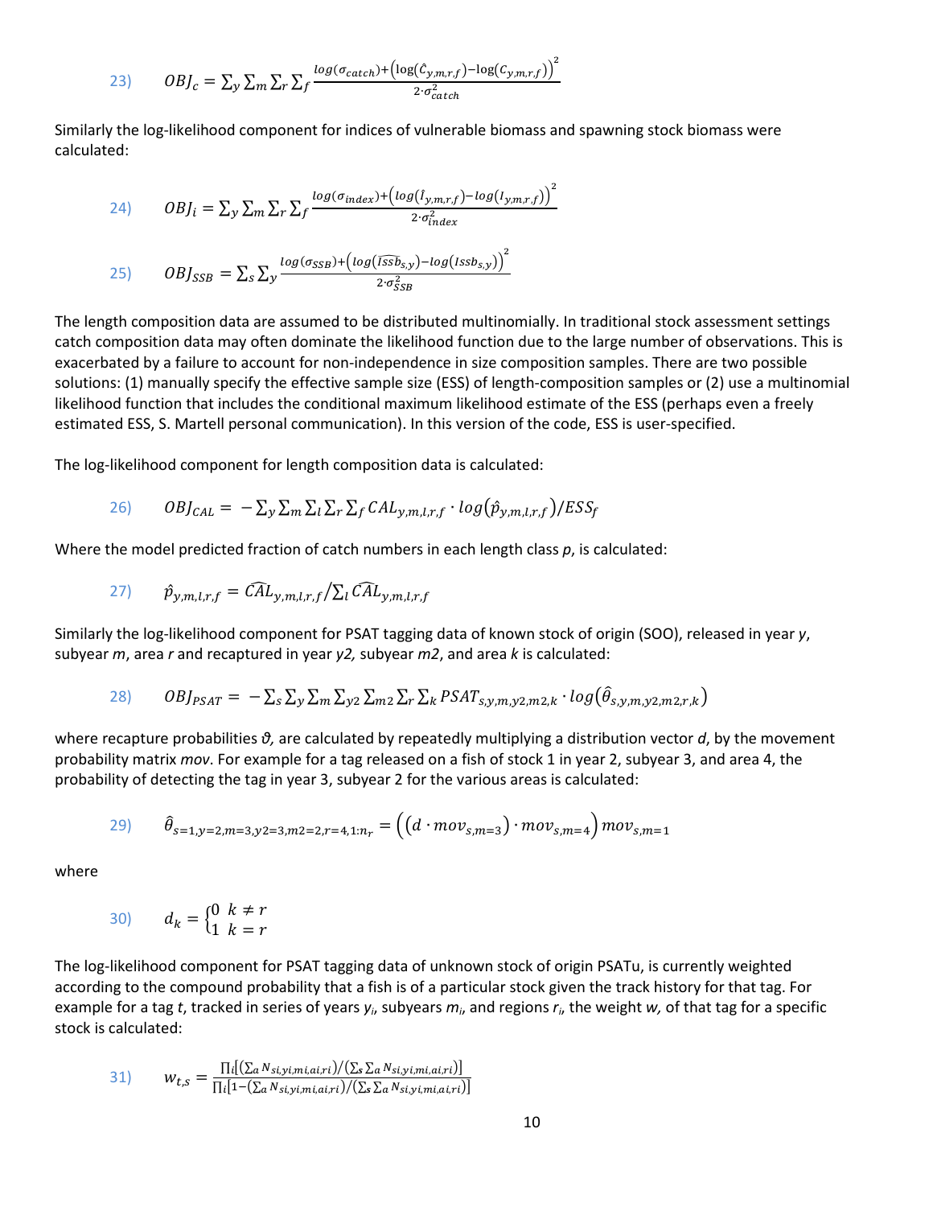23) $$OBJ_c = \sum_y \sum_m \sum_r \sum_f \frac{log(\sigma_{catch}) + \left(\log(\hat{C}_{y,m,r,f}) - \log(C_{y,m,r,f})\right)^2}{2 \cdot \sigma_{catch}^2}$$

Similarly the log-likelihood component for indices of vulnerable biomass and spawning stock biomass were calculated:

24) $$OBJ_i = \sum_y \sum_m \sum_r \sum_f \frac{log(\sigma_{index}) + \left(log(\hat{I}_{y,m,r,f}) - log(I_{y,m,r,f})\right)^2}{2 \cdot \sigma_{index}^2}$$

25) $$OBJ_{SSB} = \sum_s \sum_y \frac{log(\sigma_{SSB}) + \left(log(\widehat{Issb}_{s,y}) - log(Issb_{s,y})\right)^2}{2 \cdot \sigma_{SSB}^2}$$

The length composition data are assumed to be distributed multinomially. In traditional stock assessment settings catch composition data may often dominate the likelihood function due to the large number of observations. This is exacerbated by a failure to account for non-independence in size composition samples. There are two possible solutions: (1) manually specify the effective sample size (ESS) of length-composition samples or (2) use a multinomial likelihood function that includes the conditional maximum likelihood estimate of the ESS (perhaps even a freely estimated ESS, S. Martell personal communication). In this version of the code, ESS is user-specified.

The log-likelihood component for length composition data is calculated:

26) $$OBJ_{CAL} = -\sum_y \sum_m \sum_l \sum_r \sum_f CAL_{y,m,l,r,f} \cdot log(\hat{p}_{y,m,l,r,f}) / ESS_f$$

Where the model predicted fraction of catch numbers in each length class *p*, is calculated:

27) $$\hat{p}_{y,m,l,r,f} = \widehat{CAL}_{y,m,l,r,f} / \sum_l \widehat{CAL}_{y,m,l,r,f}$$

Similarly the log-likelihood component for PSAT tagging data of known stock of origin (SOO), released in year *y*, subyear *m*, area *r* and recaptured in year *y2,* subyear *m2*, and area *k* is calculated:

28) $$OBJ_{PSAT} = -\sum_s \sum_y \sum_m \sum_{y2} \sum_{m2} \sum_r \sum_k PSAT_{s,y,m,y2,m2,k} \cdot log(\hat{\theta}_{s,y,m,y2,m2,r,k})$$

where recapture probabilities $\vartheta$, are calculated by repeatedly multiplying a distribution vector *d*, by the movement probability matrix *mov*. For example for a tag released on a fish of stock 1 in year 2, subyear 3, and area 4, the probability of detecting the tag in year 3, subyear 2 for the various areas is calculated:

29) $$\hat{\theta}_{s=1,y=2,m=3,y2=3,m2=2,r=4,1:n_r} = \left(\left(d \cdot mov_{s,m=3}\right) \cdot mov_{s,m=4}\right) mov_{s,m=1}$$

where

30) $$d_k = \begin{cases} 0 & k \neq r \\ 1 & k = r \end{cases}$$

The log-likelihood component for PSAT tagging data of unknown stock of origin PSATu, is currently weighted according to the compound probability that a fish is of a particular stock given the track history for that tag. For example for a tag *t*, tracked in series of years $y_i$, subyears $m_i$, and regions $r_i$, the weight *w,* of that tag for a specific stock is calculated:

31) $$w_{t,s} = \frac{\prod_i [(\sum_a N_{si,yi,mi,ai,ri}) / (\sum_s \sum_a N_{si,yi,mi,ai,ri})]}{\prod_i [1 - (\sum_a N_{si,yi,mi,ai,ri}) / (\sum_s \sum_a N_{si,yi,mi,ai,ri})]}$$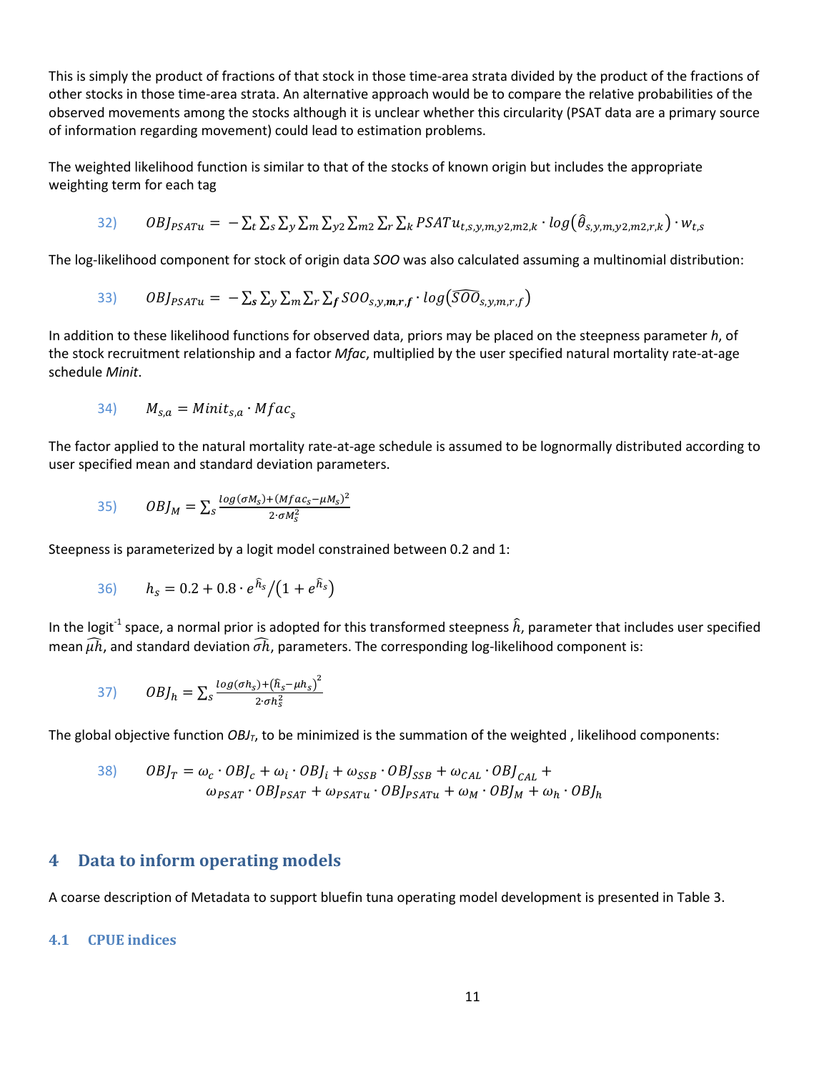This is simply the product of fractions of that stock in those time-area strata divided by the product of the fractions of other stocks in those time-area strata. An alternative approach would be to compare the relative probabilities of the observed movements among the stocks although it is unclear whether this circularity (PSAT data are a primary source of information regarding movement) could lead to estimation problems.

The weighted likelihood function is similar to that of the stocks of known origin but includes the appropriate weighting term for each tag

$$32)\qquad OBJ_{PSATu} = -\sum_t \sum_s \sum_y \sum_m \sum_{y2} \sum_{m2} \sum_r \sum_k PSATu_{t,s,y,m,y2,m2,k} \cdot \log\left(\hat{\theta}_{s,y,m,y2,m2,r,k}\right) \cdot w_{t,s}$$

The log-likelihood component for stock of origin data *SOO* was also calculated assuming a multinomial distribution:

$$33)\qquad OBJ_{PSATu} = -\sum_{\boldsymbol{s}} \sum_y \sum_m \sum_r \sum_{\boldsymbol{f}} SOO_{s,y,\boldsymbol{m},\boldsymbol{r},\boldsymbol{f}} \cdot \log\left(\widehat{SOO}_{s,y,m,r,f}\right)$$

In addition to these likelihood functions for observed data, priors may be placed on the steepness parameter *h*, of the stock recruitment relationship and a factor *Mfac*, multiplied by the user specified natural mortality rate-at-age schedule *Minit*.

$$34)\qquad M_{s,a} = Minit_{s,a} \cdot Mfac_s$$

The factor applied to the natural mortality rate-at-age schedule is assumed to be lognormally distributed according to user specified mean and standard deviation parameters.

$$35)\qquad OBJ_M = \sum_s \frac{\log(\sigma M_s) + (Mfac_s - \mu M_s)^2}{2 \cdot \sigma M_s^2}$$

Steepness is parameterized by a logit model constrained between 0.2 and 1:

$$36)\qquad h_s = 0.2 + 0.8 \cdot e^{\hat{h}_s} / \left(1 + e^{\hat{h}_s}\right)$$

In the logit$^{-1}$ space, a normal prior is adopted for this transformed steepness $\hat{h}$, parameter that includes user specified mean $\widehat{\mu h}$, and standard deviation $\widehat{\sigma h}$, parameters. The corresponding log-likelihood component is:

$$37)\qquad OBJ_h = \sum_s \frac{\log(\sigma h_s) + \left(\hat{h}_s - \mu h_s\right)^2}{2 \cdot \sigma h_s^2}$$

The global objective function $OBJ_T$, to be minimized is the summation of the weighted , likelihood components:

$$38)\qquad OBJ_T = \omega_c \cdot OBJ_c + \omega_i \cdot OBJ_i + \omega_{SSB} \cdot OBJ_{SSB} + \omega_{CAL} \cdot OBJ_{CAL} + \omega_{PSAT} \cdot OBJ_{PSAT} + \omega_{PSATu} \cdot OBJ_{PSATu} + \omega_M \cdot OBJ_M + \omega_h \cdot OBJ_h$$

# 4 Data to inform operating models

A coarse description of Metadata to support bluefin tuna operating model development is presented in Table 3.

## 4.1 CPUE indices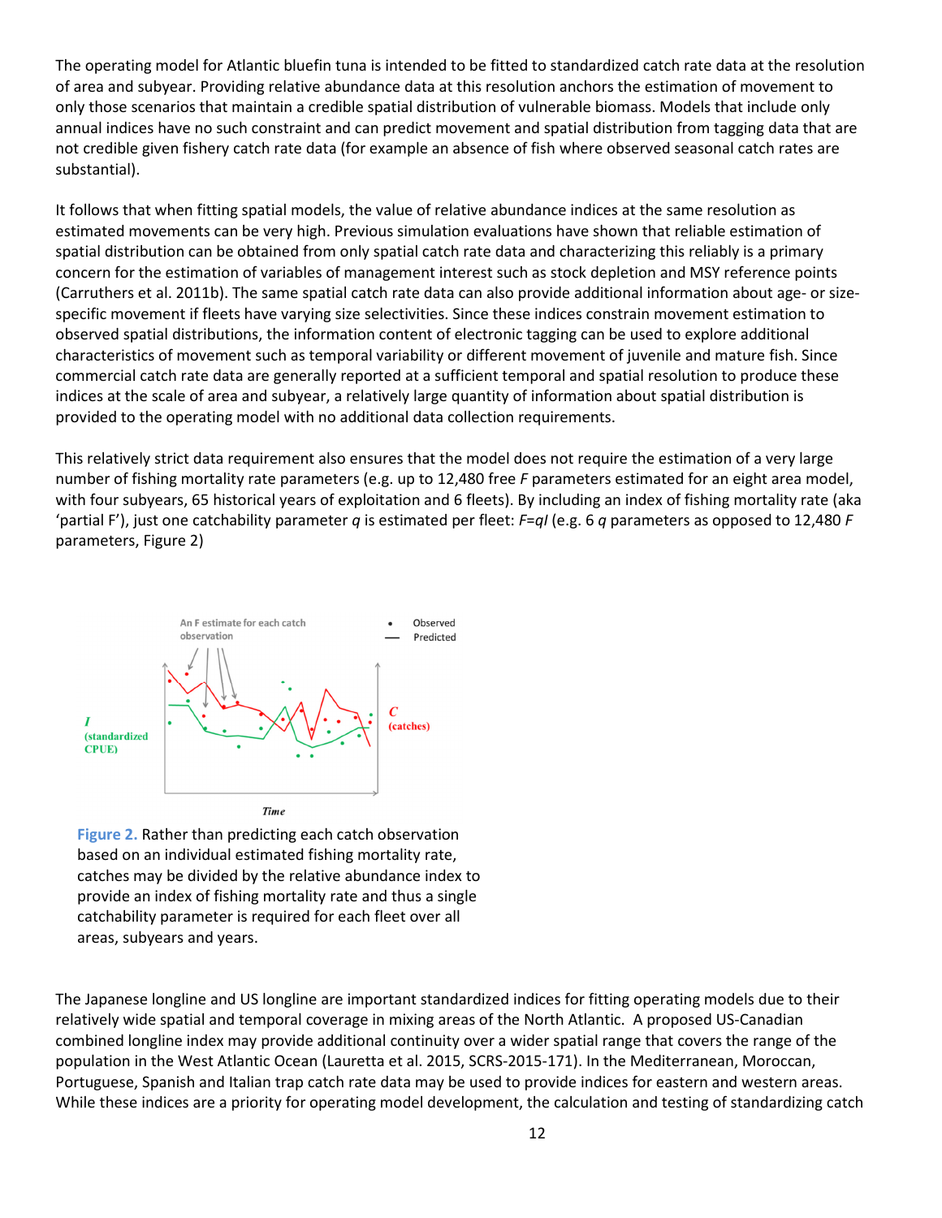The operating model for Atlantic bluefin tuna is intended to be fitted to standardized catch rate data at the resolution of area and subyear. Providing relative abundance data at this resolution anchors the estimation of movement to only those scenarios that maintain a credible spatial distribution of vulnerable biomass. Models that include only annual indices have no such constraint and can predict movement and spatial distribution from tagging data that are not credible given fishery catch rate data (for example an absence of fish where observed seasonal catch rates are substantial).

It follows that when fitting spatial models, the value of relative abundance indices at the same resolution as estimated movements can be very high. Previous simulation evaluations have shown that reliable estimation of spatial distribution can be obtained from only spatial catch rate data and characterizing this reliably is a primary concern for the estimation of variables of management interest such as stock depletion and MSY reference points (Carruthers et al. 2011b). The same spatial catch rate data can also provide additional information about age- or size-specific movement if fleets have varying size selectivities. Since these indices constrain movement estimation to observed spatial distributions, the information content of electronic tagging can be used to explore additional characteristics of movement such as temporal variability or different movement of juvenile and mature fish. Since commercial catch rate data are generally reported at a sufficient temporal and spatial resolution to produce these indices at the scale of area and subyear, a relatively large quantity of information about spatial distribution is provided to the operating model with no additional data collection requirements.

This relatively strict data requirement also ensures that the model does not require the estimation of a very large number of fishing mortality rate parameters (e.g. up to 12,480 free *F* parameters estimated for an eight area model, with four subyears, 65 historical years of exploitation and 6 fleets). By including an index of fishing mortality rate (aka 'partial F'), just one catchability parameter *q* is estimated per fleet: $F=qI$ (e.g. 6 *q* parameters as opposed to 12,480 *F* parameters, Figure 2)

An F estimate for each catch observation

Observed

Predicted

*I* (standardized CPUE)

*C* (catches)

*Time*

Figure 2. Rather than predicting each catch observation based on an individual estimated fishing mortality rate, catches may be divided by the relative abundance index to provide an index of fishing mortality rate and thus a single catchability parameter is required for each fleet over all areas, subyears and years.

The Japanese longline and US longline are important standardized indices for fitting operating models due to their relatively wide spatial and temporal coverage in mixing areas of the North Atlantic. A proposed US-Canadian combined longline index may provide additional continuity over a wider spatial range that covers the range of the population in the West Atlantic Ocean (Lauretta et al. 2015, SCRS-2015-171). In the Mediterranean, Moroccan, Portuguese, Spanish and Italian trap catch rate data may be used to provide indices for eastern and western areas. While these indices are a priority for operating model development, the calculation and testing of standardizing catch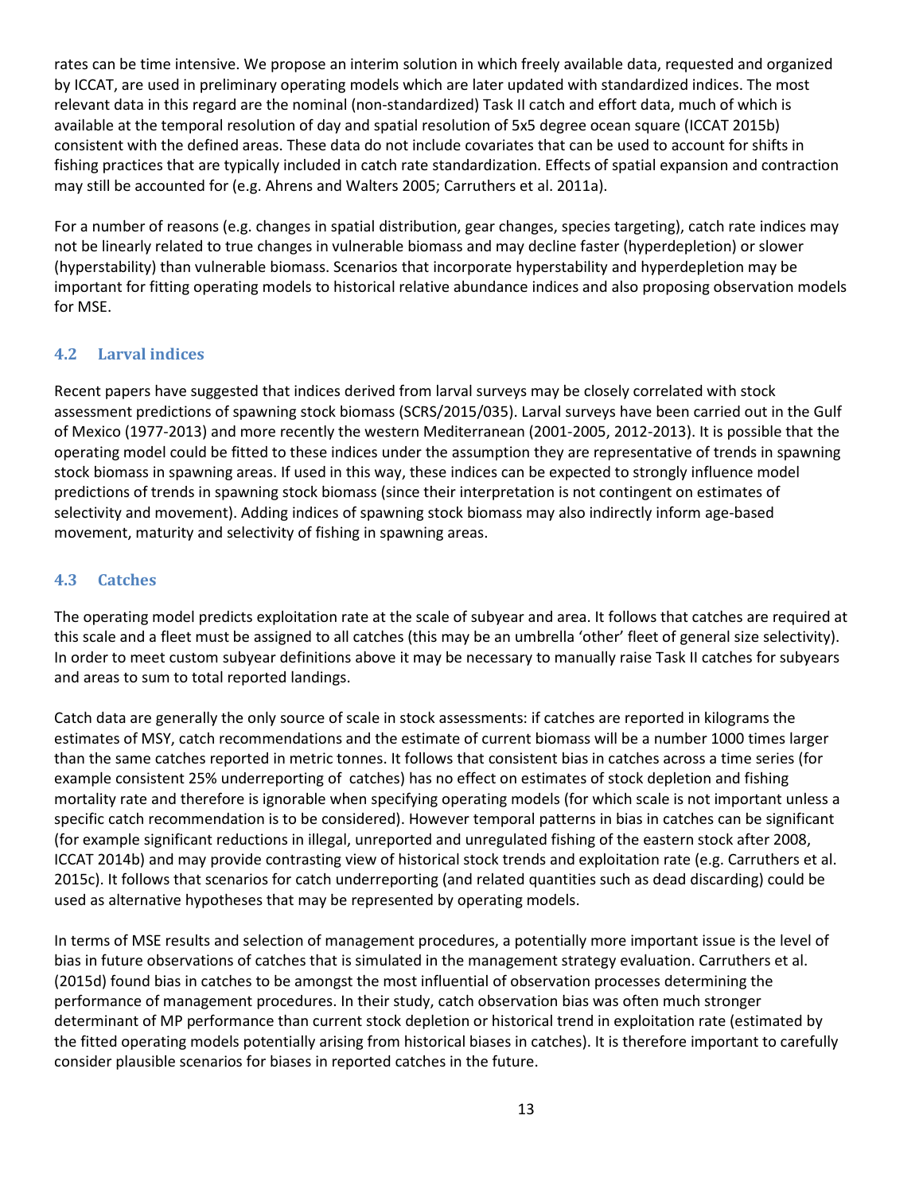rates can be time intensive. We propose an interim solution in which freely available data, requested and organized by ICCAT, are used in preliminary operating models which are later updated with standardized indices. The most relevant data in this regard are the nominal (non-standardized) Task II catch and effort data, much of which is available at the temporal resolution of day and spatial resolution of 5x5 degree ocean square (ICCAT 2015b) consistent with the defined areas. These data do not include covariates that can be used to account for shifts in fishing practices that are typically included in catch rate standardization. Effects of spatial expansion and contraction may still be accounted for (e.g. Ahrens and Walters 2005; Carruthers et al. 2011a).

For a number of reasons (e.g. changes in spatial distribution, gear changes, species targeting), catch rate indices may not be linearly related to true changes in vulnerable biomass and may decline faster (hyperdepletion) or slower (hyperstability) than vulnerable biomass. Scenarios that incorporate hyperstability and hyperdepletion may be important for fitting operating models to historical relative abundance indices and also proposing observation models for MSE.

## 4.2 Larval indices

Recent papers have suggested that indices derived from larval surveys may be closely correlated with stock assessment predictions of spawning stock biomass (SCRS/2015/035). Larval surveys have been carried out in the Gulf of Mexico (1977-2013) and more recently the western Mediterranean (2001-2005, 2012-2013). It is possible that the operating model could be fitted to these indices under the assumption they are representative of trends in spawning stock biomass in spawning areas. If used in this way, these indices can be expected to strongly influence model predictions of trends in spawning stock biomass (since their interpretation is not contingent on estimates of selectivity and movement). Adding indices of spawning stock biomass may also indirectly inform age-based movement, maturity and selectivity of fishing in spawning areas.

## 4.3 Catches

The operating model predicts exploitation rate at the scale of subyear and area. It follows that catches are required at this scale and a fleet must be assigned to all catches (this may be an umbrella 'other' fleet of general size selectivity). In order to meet custom subyear definitions above it may be necessary to manually raise Task II catches for subyears and areas to sum to total reported landings.

Catch data are generally the only source of scale in stock assessments: if catches are reported in kilograms the estimates of MSY, catch recommendations and the estimate of current biomass will be a number 1000 times larger than the same catches reported in metric tonnes. It follows that consistent bias in catches across a time series (for example consistent 25% underreporting of catches) has no effect on estimates of stock depletion and fishing mortality rate and therefore is ignorable when specifying operating models (for which scale is not important unless a specific catch recommendation is to be considered). However temporal patterns in bias in catches can be significant (for example significant reductions in illegal, unreported and unregulated fishing of the eastern stock after 2008, ICCAT 2014b) and may provide contrasting view of historical stock trends and exploitation rate (e.g. Carruthers et al. 2015c). It follows that scenarios for catch underreporting (and related quantities such as dead discarding) could be used as alternative hypotheses that may be represented by operating models.

In terms of MSE results and selection of management procedures, a potentially more important issue is the level of bias in future observations of catches that is simulated in the management strategy evaluation. Carruthers et al. (2015d) found bias in catches to be amongst the most influential of observation processes determining the performance of management procedures. In their study, catch observation bias was often much stronger determinant of MP performance than current stock depletion or historical trend in exploitation rate (estimated by the fitted operating models potentially arising from historical biases in catches). It is therefore important to carefully consider plausible scenarios for biases in reported catches in the future.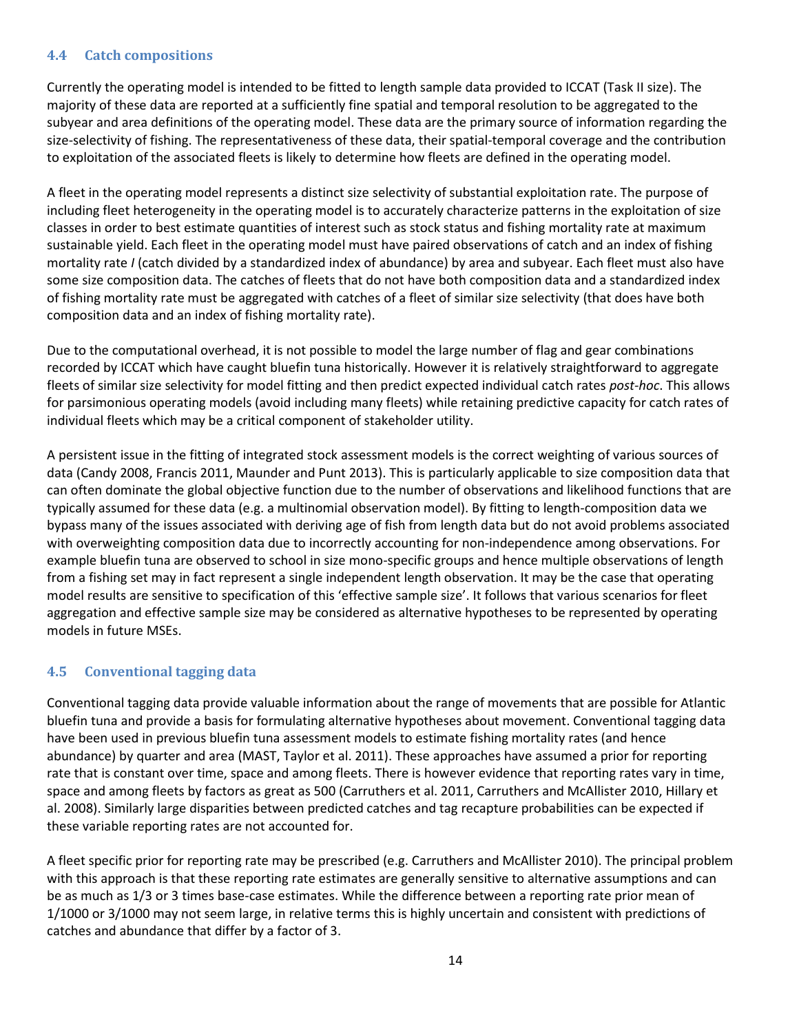## 4.4 Catch compositions

Currently the operating model is intended to be fitted to length sample data provided to ICCAT (Task II size). The majority of these data are reported at a sufficiently fine spatial and temporal resolution to be aggregated to the subyear and area definitions of the operating model. These data are the primary source of information regarding the size-selectivity of fishing. The representativeness of these data, their spatial-temporal coverage and the contribution to exploitation of the associated fleets is likely to determine how fleets are defined in the operating model.

A fleet in the operating model represents a distinct size selectivity of substantial exploitation rate. The purpose of including fleet heterogeneity in the operating model is to accurately characterize patterns in the exploitation of size classes in order to best estimate quantities of interest such as stock status and fishing mortality rate at maximum sustainable yield. Each fleet in the operating model must have paired observations of catch and an index of fishing mortality rate *I* (catch divided by a standardized index of abundance) by area and subyear. Each fleet must also have some size composition data. The catches of fleets that do not have both composition data and a standardized index of fishing mortality rate must be aggregated with catches of a fleet of similar size selectivity (that does have both composition data and an index of fishing mortality rate).

Due to the computational overhead, it is not possible to model the large number of flag and gear combinations recorded by ICCAT which have caught bluefin tuna historically. However it is relatively straightforward to aggregate fleets of similar size selectivity for model fitting and then predict expected individual catch rates *post-hoc*. This allows for parsimonious operating models (avoid including many fleets) while retaining predictive capacity for catch rates of individual fleets which may be a critical component of stakeholder utility.

A persistent issue in the fitting of integrated stock assessment models is the correct weighting of various sources of data (Candy 2008, Francis 2011, Maunder and Punt 2013). This is particularly applicable to size composition data that can often dominate the global objective function due to the number of observations and likelihood functions that are typically assumed for these data (e.g. a multinomial observation model). By fitting to length-composition data we bypass many of the issues associated with deriving age of fish from length data but do not avoid problems associated with overweighting composition data due to incorrectly accounting for non-independence among observations. For example bluefin tuna are observed to school in size mono-specific groups and hence multiple observations of length from a fishing set may in fact represent a single independent length observation. It may be the case that operating model results are sensitive to specification of this 'effective sample size'. It follows that various scenarios for fleet aggregation and effective sample size may be considered as alternative hypotheses to be represented by operating models in future MSEs.

## 4.5 Conventional tagging data

Conventional tagging data provide valuable information about the range of movements that are possible for Atlantic bluefin tuna and provide a basis for formulating alternative hypotheses about movement. Conventional tagging data have been used in previous bluefin tuna assessment models to estimate fishing mortality rates (and hence abundance) by quarter and area (MAST, Taylor et al. 2011). These approaches have assumed a prior for reporting rate that is constant over time, space and among fleets. There is however evidence that reporting rates vary in time, space and among fleets by factors as great as 500 (Carruthers et al. 2011, Carruthers and McAllister 2010, Hillary et al. 2008). Similarly large disparities between predicted catches and tag recapture probabilities can be expected if these variable reporting rates are not accounted for.

A fleet specific prior for reporting rate may be prescribed (e.g. Carruthers and McAllister 2010). The principal problem with this approach is that these reporting rate estimates are generally sensitive to alternative assumptions and can be as much as 1/3 or 3 times base-case estimates. While the difference between a reporting rate prior mean of 1/1000 or 3/1000 may not seem large, in relative terms this is highly uncertain and consistent with predictions of catches and abundance that differ by a factor of 3.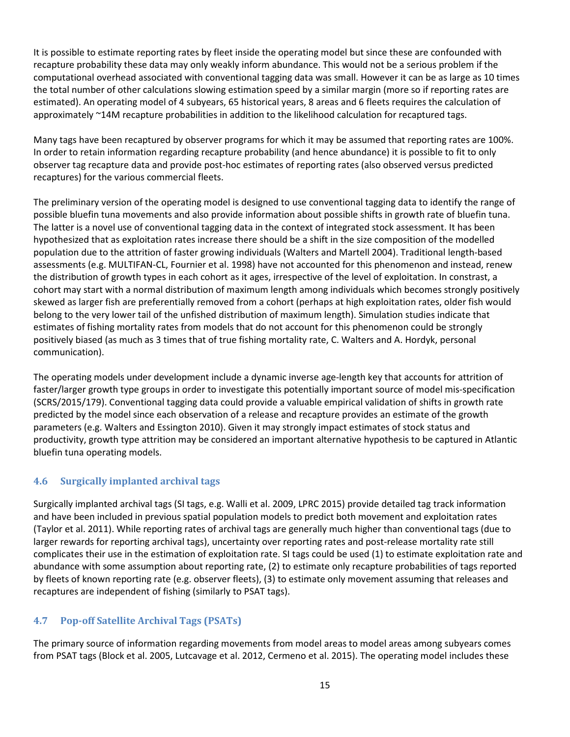It is possible to estimate reporting rates by fleet inside the operating model but since these are confounded with recapture probability these data may only weakly inform abundance. This would not be a serious problem if the computational overhead associated with conventional tagging data was small. However it can be as large as 10 times the total number of other calculations slowing estimation speed by a similar margin (more so if reporting rates are estimated). An operating model of 4 subyears, 65 historical years, 8 areas and 6 fleets requires the calculation of approximately ~14M recapture probabilities in addition to the likelihood calculation for recaptured tags.

Many tags have been recaptured by observer programs for which it may be assumed that reporting rates are 100%. In order to retain information regarding recapture probability (and hence abundance) it is possible to fit to only observer tag recapture data and provide post-hoc estimates of reporting rates (also observed versus predicted recaptures) for the various commercial fleets.

The preliminary version of the operating model is designed to use conventional tagging data to identify the range of possible bluefin tuna movements and also provide information about possible shifts in growth rate of bluefin tuna. The latter is a novel use of conventional tagging data in the context of integrated stock assessment. It has been hypothesized that as exploitation rates increase there should be a shift in the size composition of the modelled population due to the attrition of faster growing individuals (Walters and Martell 2004). Traditional length-based assessments (e.g. MULTIFAN-CL, Fournier et al. 1998) have not accounted for this phenomenon and instead, renew the distribution of growth types in each cohort as it ages, irrespective of the level of exploitation. In constrast, a cohort may start with a normal distribution of maximum length among individuals which becomes strongly positively skewed as larger fish are preferentially removed from a cohort (perhaps at high exploitation rates, older fish would belong to the very lower tail of the unfished distribution of maximum length). Simulation studies indicate that estimates of fishing mortality rates from models that do not account for this phenomenon could be strongly positively biased (as much as 3 times that of true fishing mortality rate, C. Walters and A. Hordyk, personal communication).

The operating models under development include a dynamic inverse age-length key that accounts for attrition of faster/larger growth type groups in order to investigate this potentially important source of model mis-specification (SCRS/2015/179). Conventional tagging data could provide a valuable empirical validation of shifts in growth rate predicted by the model since each observation of a release and recapture provides an estimate of the growth parameters (e.g. Walters and Essington 2010). Given it may strongly impact estimates of stock status and productivity, growth type attrition may be considered an important alternative hypothesis to be captured in Atlantic bluefin tuna operating models.

### 4.6 Surgically implanted archival tags

Surgically implanted archival tags (SI tags, e.g. Walli et al. 2009, LPRC 2015) provide detailed tag track information and have been included in previous spatial population models to predict both movement and exploitation rates (Taylor et al. 2011). While reporting rates of archival tags are generally much higher than conventional tags (due to larger rewards for reporting archival tags), uncertainty over reporting rates and post-release mortality rate still complicates their use in the estimation of exploitation rate. SI tags could be used (1) to estimate exploitation rate and abundance with some assumption about reporting rate, (2) to estimate only recapture probabilities of tags reported by fleets of known reporting rate (e.g. observer fleets), (3) to estimate only movement assuming that releases and recaptures are independent of fishing (similarly to PSAT tags).

### 4.7 Pop-off Satellite Archival Tags (PSATs)

The primary source of information regarding movements from model areas to model areas among subyears comes from PSAT tags (Block et al. 2005, Lutcavage et al. 2012, Cermeno et al. 2015). The operating model includes these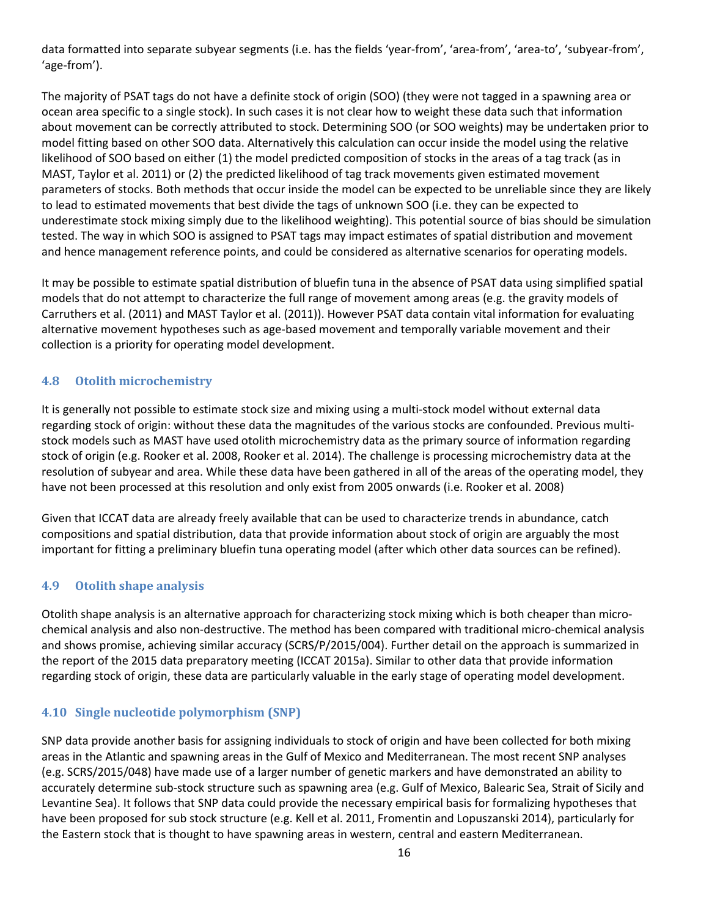data formatted into separate subyear segments (i.e. has the fields 'year-from', 'area-from', 'area-to', 'subyear-from', 'age-from').

The majority of PSAT tags do not have a definite stock of origin (SOO) (they were not tagged in a spawning area or ocean area specific to a single stock). In such cases it is not clear how to weight these data such that information about movement can be correctly attributed to stock. Determining SOO (or SOO weights) may be undertaken prior to model fitting based on other SOO data. Alternatively this calculation can occur inside the model using the relative likelihood of SOO based on either (1) the model predicted composition of stocks in the areas of a tag track (as in MAST, Taylor et al. 2011) or (2) the predicted likelihood of tag track movements given estimated movement parameters of stocks. Both methods that occur inside the model can be expected to be unreliable since they are likely to lead to estimated movements that best divide the tags of unknown SOO (i.e. they can be expected to underestimate stock mixing simply due to the likelihood weighting). This potential source of bias should be simulation tested. The way in which SOO is assigned to PSAT tags may impact estimates of spatial distribution and movement and hence management reference points, and could be considered as alternative scenarios for operating models.

It may be possible to estimate spatial distribution of bluefin tuna in the absence of PSAT data using simplified spatial models that do not attempt to characterize the full range of movement among areas (e.g. the gravity models of Carruthers et al. (2011) and MAST Taylor et al. (2011)). However PSAT data contain vital information for evaluating alternative movement hypotheses such as age-based movement and temporally variable movement and their collection is a priority for operating model development.

### 4.8 Otolith microchemistry

It is generally not possible to estimate stock size and mixing using a multi-stock model without external data regarding stock of origin: without these data the magnitudes of the various stocks are confounded. Previous multi-stock models such as MAST have used otolith microchemistry data as the primary source of information regarding stock of origin (e.g. Rooker et al. 2008, Rooker et al. 2014). The challenge is processing microchemistry data at the resolution of subyear and area. While these data have been gathered in all of the areas of the operating model, they have not been processed at this resolution and only exist from 2005 onwards (i.e. Rooker et al. 2008)

Given that ICCAT data are already freely available that can be used to characterize trends in abundance, catch compositions and spatial distribution, data that provide information about stock of origin are arguably the most important for fitting a preliminary bluefin tuna operating model (after which other data sources can be refined).

### 4.9 Otolith shape analysis

Otolith shape analysis is an alternative approach for characterizing stock mixing which is both cheaper than micro-chemical analysis and also non-destructive. The method has been compared with traditional micro-chemical analysis and shows promise, achieving similar accuracy (SCRS/P/2015/004). Further detail on the approach is summarized in the report of the 2015 data preparatory meeting (ICCAT 2015a). Similar to other data that provide information regarding stock of origin, these data are particularly valuable in the early stage of operating model development.

### 4.10 Single nucleotide polymorphism (SNP)

SNP data provide another basis for assigning individuals to stock of origin and have been collected for both mixing areas in the Atlantic and spawning areas in the Gulf of Mexico and Mediterranean. The most recent SNP analyses (e.g. SCRS/2015/048) have made use of a larger number of genetic markers and have demonstrated an ability to accurately determine sub-stock structure such as spawning area (e.g. Gulf of Mexico, Balearic Sea, Strait of Sicily and Levantine Sea). It follows that SNP data could provide the necessary empirical basis for formalizing hypotheses that have been proposed for sub stock structure (e.g. Kell et al. 2011, Fromentin and Lopuszanski 2014), particularly for the Eastern stock that is thought to have spawning areas in western, central and eastern Mediterranean.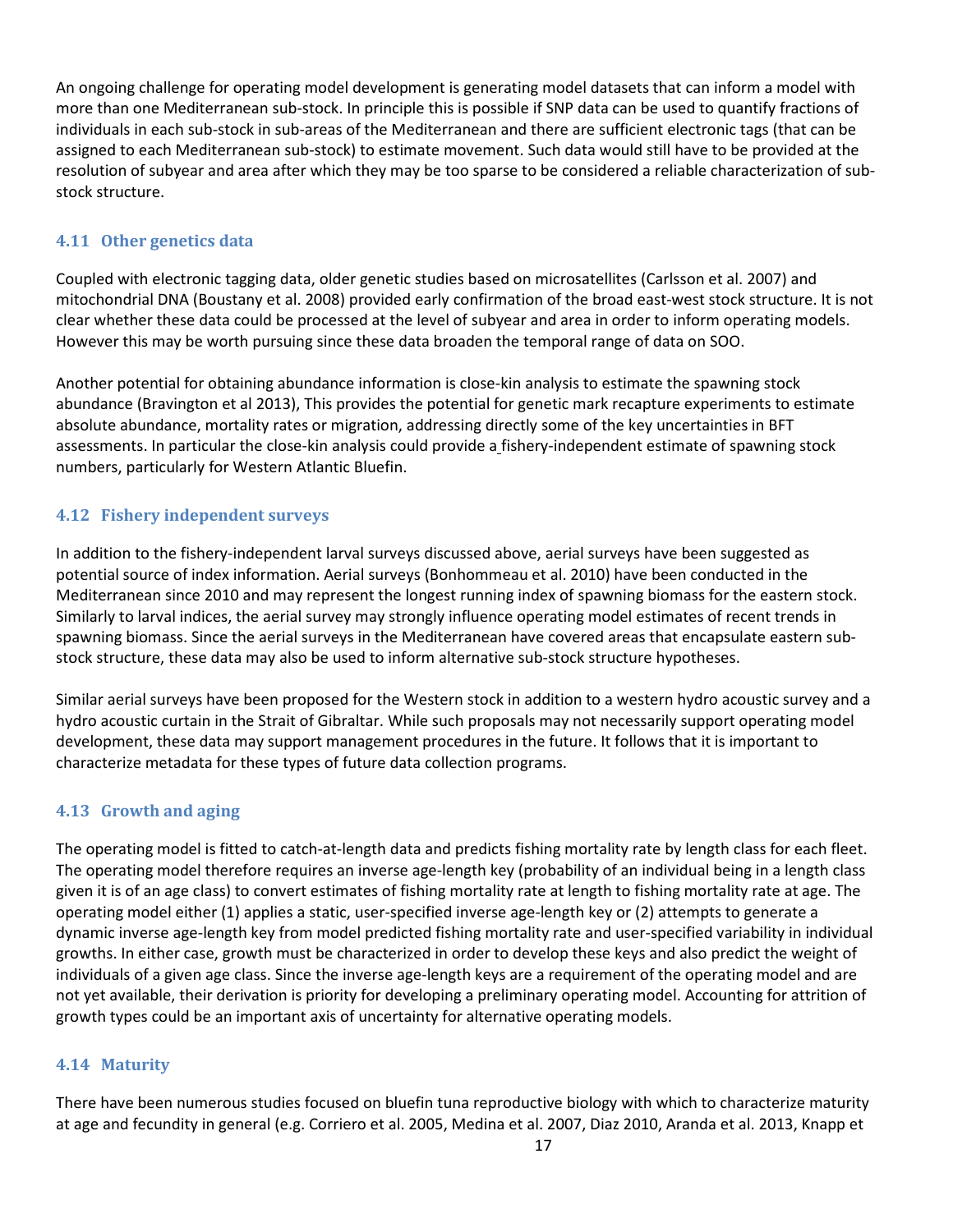An ongoing challenge for operating model development is generating model datasets that can inform a model with more than one Mediterranean sub-stock. In principle this is possible if SNP data can be used to quantify fractions of individuals in each sub-stock in sub-areas of the Mediterranean and there are sufficient electronic tags (that can be assigned to each Mediterranean sub-stock) to estimate movement. Such data would still have to be provided at the resolution of subyear and area after which they may be too sparse to be considered a reliable characterization of sub-stock structure.

### 4.11 Other genetics data

Coupled with electronic tagging data, older genetic studies based on microsatellites (Carlsson et al. 2007) and mitochondrial DNA (Boustany et al. 2008) provided early confirmation of the broad east-west stock structure. It is not clear whether these data could be processed at the level of subyear and area in order to inform operating models. However this may be worth pursuing since these data broaden the temporal range of data on SOO.

Another potential for obtaining abundance information is close-kin analysis to estimate the spawning stock abundance (Bravington et al 2013), This provides the potential for genetic mark recapture experiments to estimate absolute abundance, mortality rates or migration, addressing directly some of the key uncertainties in BFT assessments. In particular the close-kin analysis could provide a fishery-independent estimate of spawning stock numbers, particularly for Western Atlantic Bluefin.

### 4.12 Fishery independent surveys

In addition to the fishery-independent larval surveys discussed above, aerial surveys have been suggested as potential source of index information. Aerial surveys (Bonhommeau et al. 2010) have been conducted in the Mediterranean since 2010 and may represent the longest running index of spawning biomass for the eastern stock. Similarly to larval indices, the aerial survey may strongly influence operating model estimates of recent trends in spawning biomass. Since the aerial surveys in the Mediterranean have covered areas that encapsulate eastern sub-stock structure, these data may also be used to inform alternative sub-stock structure hypotheses.

Similar aerial surveys have been proposed for the Western stock in addition to a western hydro acoustic survey and a hydro acoustic curtain in the Strait of Gibraltar. While such proposals may not necessarily support operating model development, these data may support management procedures in the future. It follows that it is important to characterize metadata for these types of future data collection programs.

### 4.13 Growth and aging

The operating model is fitted to catch-at-length data and predicts fishing mortality rate by length class for each fleet. The operating model therefore requires an inverse age-length key (probability of an individual being in a length class given it is of an age class) to convert estimates of fishing mortality rate at length to fishing mortality rate at age. The operating model either (1) applies a static, user-specified inverse age-length key or (2) attempts to generate a dynamic inverse age-length key from model predicted fishing mortality rate and user-specified variability in individual growths. In either case, growth must be characterized in order to develop these keys and also predict the weight of individuals of a given age class. Since the inverse age-length keys are a requirement of the operating model and are not yet available, their derivation is priority for developing a preliminary operating model. Accounting for attrition of growth types could be an important axis of uncertainty for alternative operating models.

### 4.14 Maturity

There have been numerous studies focused on bluefin tuna reproductive biology with which to characterize maturity at age and fecundity in general (e.g. Corriero et al. 2005, Medina et al. 2007, Diaz 2010, Aranda et al. 2013, Knapp et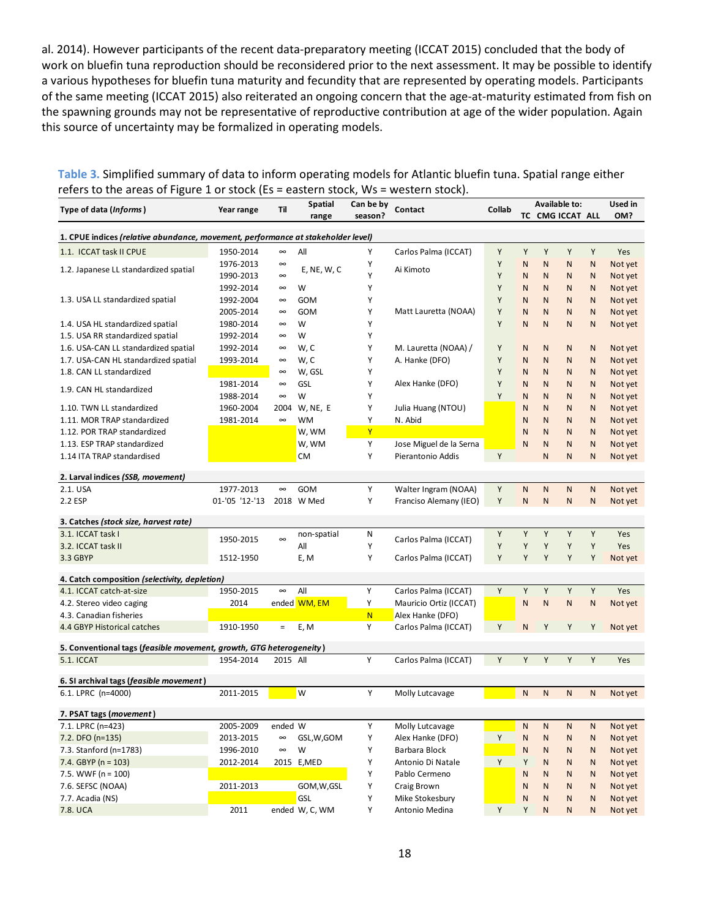al. 2014). However participants of the recent data-preparatory meeting (ICCAT 2015) concluded that the body of work on bluefin tuna reproduction should be reconsidered prior to the next assessment. It may be possible to identify a various hypotheses for bluefin tuna maturity and fecundity that are represented by operating models. Participants of the same meeting (ICCAT 2015) also reiterated an ongoing concern that the age-at-maturity estimated from fish on the spawning grounds may not be representative of reproductive contribution at age of the wider population. Again this source of uncertainty may be formalized in operating models.

**Table 3.** Simplified summary of data to inform operating models for Atlantic bluefin tuna. Spatial range either refers to the areas of Figure 1 or stock (Es = eastern stock, Ws = western stock).

| Type of data (*Informs*) | Year range | Til | Spatial range | Can be by season? | Contact | Collab | Available to: TC | CMG | ICCAT | ALL | Used in OM? |
|---|---|---|---|---|---|---|---|---|---|---|---|
| **1. CPUE indices** *(relative abundance, movement, performance at stakeholder level)* | | | | | | | | | | | |
| 1.1. ICCAT task II CPUE | 1950-2014 | ∞ | All | Y | Carlos Palma (ICCAT) | Y | Y | Y | Y | Y | Yes |
| 1.2. Japanese LL standardized spatial | 1976-2013 | ∞ | E, NE, W, C | Y | Ai Kimoto | Y | N | N | N | N | Not yet |
| | 1990-2013 | ∞ | | Y | | Y | N | N | N | N | Not yet |
| 1.3. USA LL standardized spatial | 1992-2014 | ∞ | W | Y | | Y | N | N | N | N | Not yet |
| | 1992-2004 | ∞ | GOM | Y | | Y | N | N | N | N | Not yet |
| | 2005-2014 | ∞ | GOM | Y | Matt Lauretta (NOAA) | Y | N | N | N | N | Not yet |
| 1.4. USA HL standardized spatial | 1980-2014 | ∞ | W | Y | | Y | N | N | N | N | Not yet |
| 1.5. USA RR standardized spatial | 1992-2014 | ∞ | W | Y | | | | | | | |
| 1.6. USA-CAN LL standardized spatial | 1992-2014 | ∞ | W, C | Y | M. Lauretta (NOAA) / | Y | N | N | N | N | Not yet |
| 1.7. USA-CAN HL standardized spatial | 1993-2014 | ∞ | W, C | Y | A. Hanke (DFO) | Y | N | N | N | N | Not yet |
| 1.8. CAN LL standardized | | ∞ | W, GSL | Y | | Y | N | N | N | N | Not yet |
| 1.9. CAN HL standardized | 1981-2014 | ∞ | GSL | Y | Alex Hanke (DFO) | Y | N | N | N | N | Not yet |
| | 1988-2014 | ∞ | W | Y | | Y | N | N | N | N | Not yet |
| 1.10. TWN LL standardized | 1960-2004 | 2004 | W, NE, E | Y | Julia Huang (NTOU) | | N | N | N | N | Not yet |
| 1.11. MOR TRAP standardized | 1981-2014 | ∞ | WM | Y | N. Abid | | N | N | N | N | Not yet |
| 1.12. POR TRAP standardized | | | W, WM | Y | | | N | N | N | N | Not yet |
| 1.13. ESP TRAP standardized | | | W, WM | Y | Jose Miguel de la Serna | | N | N | N | N | Not yet |
| 1.14 ITA TRAP standardised | | | CM | Y | Pierantonio Addis | Y | | N | N | N | Not yet |
| **2. Larval indices** *(SSB, movement)* | | | | | | | | | | | |
| 2.1. USA | 1977-2013 | ∞ | GOM | Y | Walter Ingram (NOAA) | Y | N | N | N | N | Not yet |
| 2.2 ESP | 01-'05 '12-'13 | 2018 | W Med | Y | Franciso Alemany (IEO) | Y | N | N | N | N | Not yet |
| **3. Catches** *(stock size, harvest rate)* | | | | | | | | | | | |
| 3.1. ICCAT task I | 1950-2015 | ∞ | non-spatial | N | Carlos Palma (ICCAT) | Y | Y | Y | Y | Y | Yes |
| 3.2. ICCAT task II | | | All | Y | | Y | Y | Y | Y | Y | Yes |
| 3.3 GBYP | 1512-1950 | | E, M | Y | Carlos Palma (ICCAT) | Y | Y | Y | Y | Y | Not yet |
| **4. Catch composition** *(selectivity, depletion)* | | | | | | | | | | | |
| 4.1. ICCAT catch-at-size | 1950-2015 | ∞ | All | Y | Carlos Palma (ICCAT) | Y | Y | Y | Y | Y | Yes |
| 4.2. Stereo video caging | 2014 | ended | WM, EM | Y | Mauricio Ortiz (ICCAT) | | N | N | N | N | Not yet |
| 4.3. Canadian fisheries | | | | N | Alex Hanke (DFO) | | | | | | |
| 4.4 GBYP Historical catches | 1910-1950 | = | E, M | Y | Carlos Palma (ICCAT) | Y | N | Y | Y | Y | Not yet |
| **5. Conventional tags** *(feasible movement, growth, GTG heterogeneity)* | | | | | | | | | | | |
| 5.1. ICCAT | 1954-2014 | 2015 | All | Y | Carlos Palma (ICCAT) | Y | Y | Y | Y | Y | Yes |
| **6. SI archival tags** *(feasible movement)* | | | | | | | | | | | |
| 6.1. LPRC (n=4000) | 2011-2015 | | W | Y | Molly Lutcavage | | N | N | N | N | Not yet |
| **7. PSAT tags** *(movement)* | | | | | | | | | | | |
| 7.1. LPRC (n=423) | 2005-2009 | ended | W | Y | Molly Lutcavage | | N | N | N | N | Not yet |
| 7.2. DFO (n=135) | 2013-2015 | ∞ | GSL,W,GOM | Y | Alex Hanke (DFO) | Y | N | N | N | N | Not yet |
| 7.3. Stanford (n=1783) | 1996-2010 | ∞ | W | Y | Barbara Block | | N | N | N | N | Not yet |
| 7.4. GBYP (n = 103) | 2012-2014 | 2015 | E,MED | Y | Antonio Di Natale | Y | Y | N | N | N | Not yet |
| 7.5. WWF (n = 100) | | | | Y | Pablo Cermeno | | N | N | N | N | Not yet |
| 7.6. SEFSC (NOAA) | 2011-2013 | | GOM,W,GSL | Y | Craig Brown | | N | N | N | N | Not yet |
| 7.7. Acadia (NS) | | | GSL | Y | Mike Stokesbury | | N | N | N | N | Not yet |
| 7.8. UCA | 2011 | ended | W, C, WM | Y | Antonio Medina | Y | Y | N | N | N | Not yet |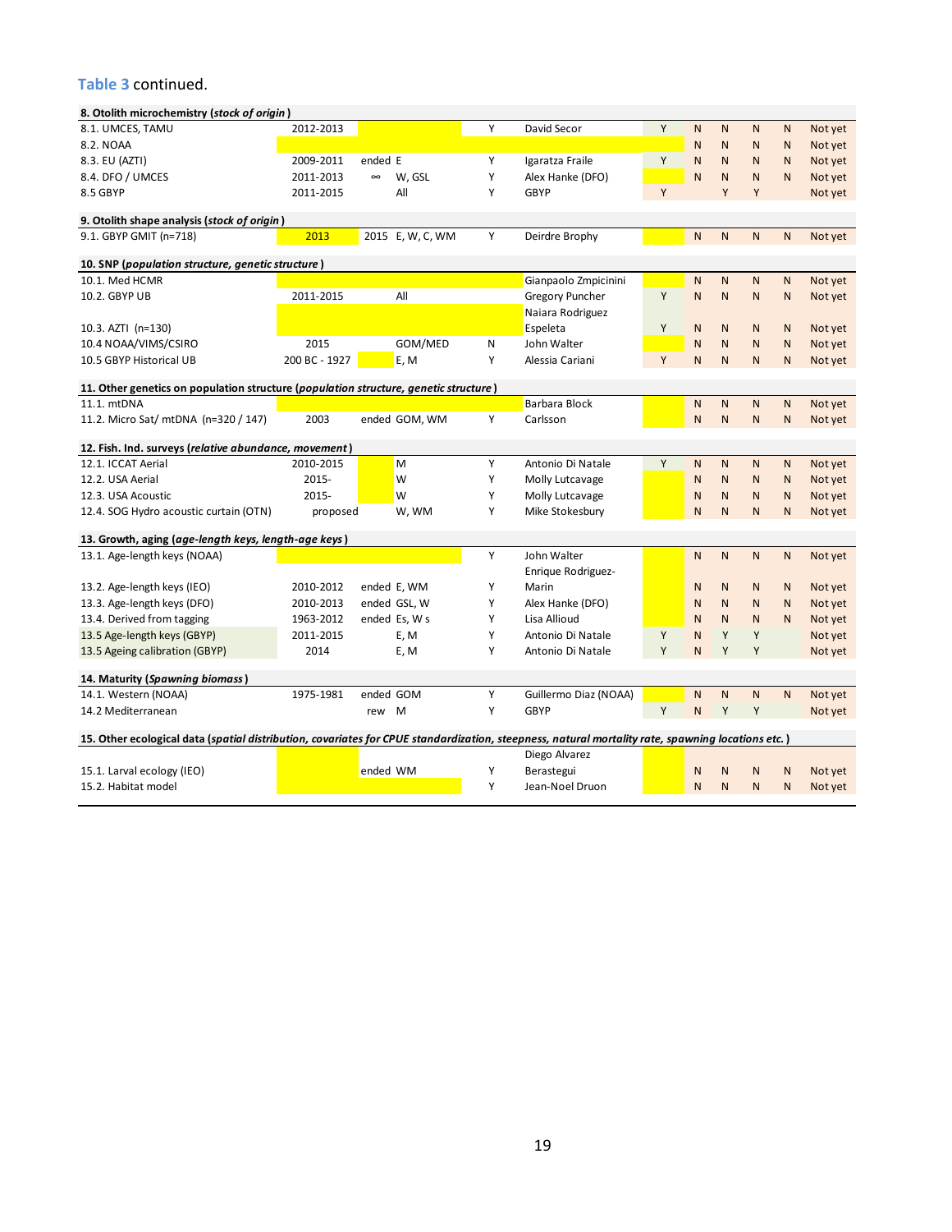**Table 3** continued.

| | | | | | | | | | | | |
|---|---|---|---|---|---|---|---|---|---|---|---|
| **8. Otolith microchemistry (*stock of origin*)** | | | | | | | | | | | |
| 8.1. UMCES, TAMU | 2012-2013 | | | Y | David Secor | Y | N | N | N | N | Not yet |
| 8.2. NOAA | | | | | | | N | N | N | N | Not yet |
| 8.3. EU (AZTI) | 2009-2011 | ended | E | Y | Igaratza Fraile | Y | N | N | N | N | Not yet |
| 8.4. DFO / UMCES | 2011-2013 | ∞ | W, GSL | Y | Alex Hanke (DFO) | | N | N | N | N | Not yet |
| 8.5 GBYP | 2011-2015 | | All | Y | GBYP | Y | | Y | Y | | Not yet |
| **9. Otolith shape analysis (*stock of origin*)** | | | | | | | | | | | |
| 9.1. GBYP GMIT (n=718) | 2013 | 2015 | E, W, C, WM | Y | Deirdre Brophy | | N | N | N | N | Not yet |
| **10. SNP (*population structure, genetic structure*)** | | | | | | | | | | | |
| 10.1. Med HCMR | | | | | Gianpaolo Zmpicinini | | N | N | N | N | Not yet |
| 10.2. GBYP UB | 2011-2015 | | All | | Gregory Puncher | Y | N | N | N | N | Not yet |
| 10.3. AZTI (n=130) | | | | | Naiara Rodriguez Espeleta | Y | N | N | N | N | Not yet |
| 10.4 NOAA/VIMS/CSIRO | 2015 | | GOM/MED | N | John Walter | | N | N | N | N | Not yet |
| 10.5 GBYP Historical UB | 200 BC - 1927 | | E, M | Y | Alessia Cariani | Y | N | N | N | N | Not yet |
| **11. Other genetics on population structure (*population structure, genetic structure*)** | | | | | | | | | | | |
| 11.1. mtDNA | | | | | Barbara Block | | N | N | N | N | Not yet |
| 11.2. Micro Sat/ mtDNA (n=320 / 147) | 2003 | ended | GOM, WM | Y | Carlsson | | N | N | N | N | Not yet |
| **12. Fish. Ind. surveys (*relative abundance, movement*)** | | | | | | | | | | | |
| 12.1. ICCAT Aerial | 2010-2015 | | M | Y | Antonio Di Natale | Y | N | N | N | N | Not yet |
| 12.2. USA Aerial | 2015- | | W | Y | Molly Lutcavage | | N | N | N | N | Not yet |
| 12.3. USA Acoustic | 2015- | | W | Y | Molly Lutcavage | | N | N | N | N | Not yet |
| 12.4. SOG Hydro acoustic curtain (OTN) | proposed | | W, WM | Y | Mike Stokesbury | | N | N | N | N | Not yet |
| **13. Growth, aging (*age-length keys, length-age keys*)** | | | | | | | | | | | |
| 13.1. Age-length keys (NOAA) | | | | Y | John Walter | | N | N | N | N | Not yet |
| 13.2. Age-length keys (IEO) | 2010-2012 | ended | E, WM | Y | Enrique Rodriguez-Marin | | N | N | N | N | Not yet |
| 13.3. Age-length keys (DFO) | 2010-2013 | ended | GSL, W | Y | Alex Hanke (DFO) | | N | N | N | N | Not yet |
| 13.4. Derived from tagging | 1963-2012 | ended | Es, W s | Y | Lisa Allioud | | N | N | N | N | Not yet |
| 13.5 Age-length keys (GBYP) | 2011-2015 | | E, M | Y | Antonio Di Natale | Y | N | Y | Y | | Not yet |
| 13.5 Ageing calibration (GBYP) | 2014 | | E, M | Y | Antonio Di Natale | Y | N | Y | Y | | Not yet |
| **14. Maturity (*Spawning biomass*)** | | | | | | | | | | | |
| 14.1. Western (NOAA) | 1975-1981 | ended | GOM | Y | Guillermo Diaz (NOAA) | | N | N | N | N | Not yet |
| 14.2 Mediterranean | | rew | M | Y | GBYP | Y | N | Y | Y | | Not yet |
| **15. Other ecological data (*spatial distribution, covariates for CPUE standardization, steepness, natural mortality rate, spawning locations etc.*)** | | | | | | | | | | | |
| 15.1. Larval ecology (IEO) | | ended | WM | Y | Diego Alvarez Berastegui | | N | N | N | N | Not yet |
| 15.2. Habitat model | | | | Y | Jean-Noel Druon | | N | N | N | N | Not yet |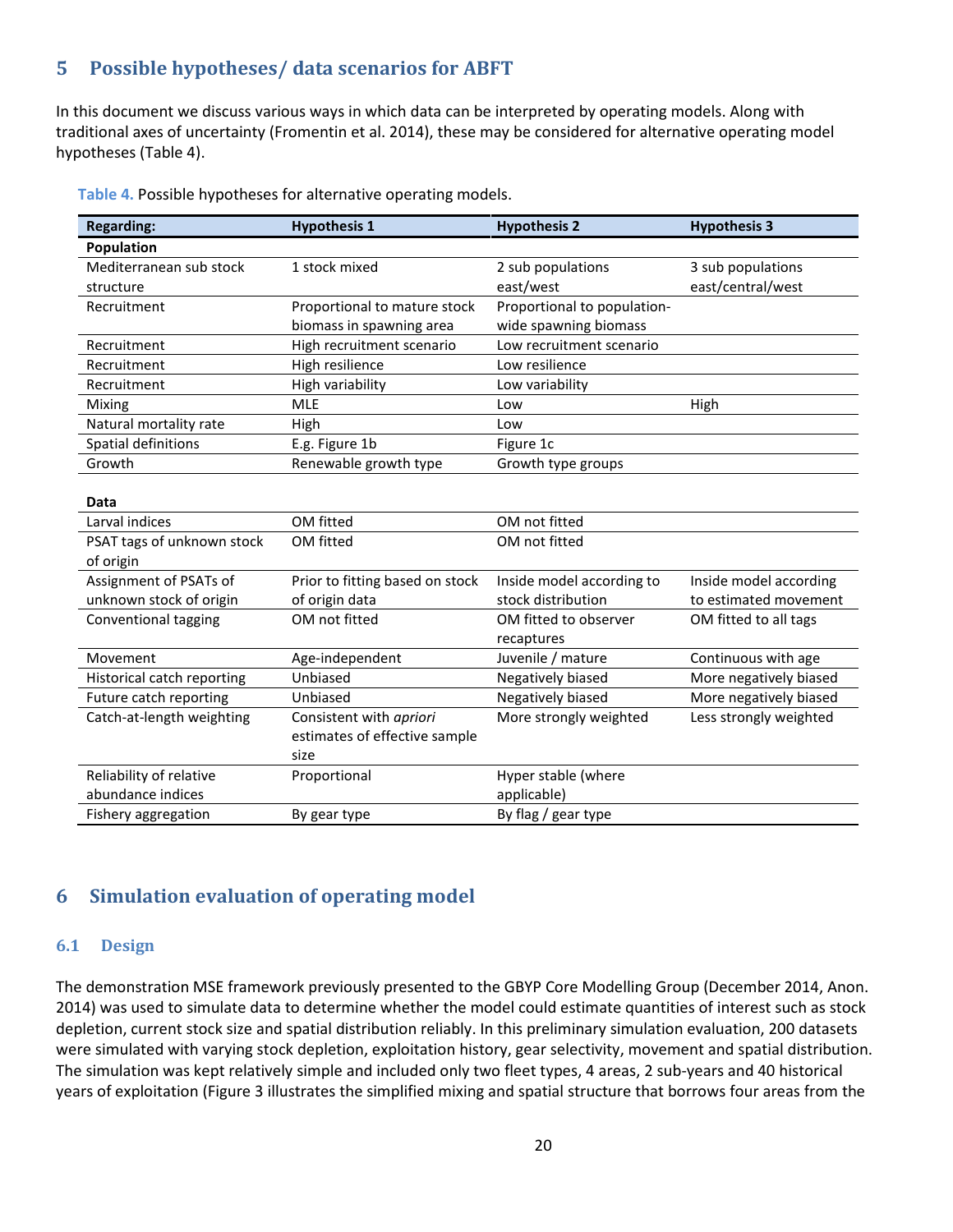# 5 Possible hypotheses/ data scenarios for ABFT

In this document we discuss various ways in which data can be interpreted by operating models. Along with traditional axes of uncertainty (Fromentin et al. 2014), these may be considered for alternative operating model hypotheses (Table 4).

**Table 4.** Possible hypotheses for alternative operating models.

| Regarding: | Hypothesis 1 | Hypothesis 2 | Hypothesis 3 |
|---|---|---|---|
| **Population** | | | |
| Mediterranean sub stock structure | 1 stock mixed | 2 sub populations east/west | 3 sub populations east/central/west |
| Recruitment | Proportional to mature stock biomass in spawning area | Proportional to population-wide spawning biomass | |
| Recruitment | High recruitment scenario | Low recruitment scenario | |
| Recruitment | High resilience | Low resilience | |
| Recruitment | High variability | Low variability | |
| Mixing | MLE | Low | High |
| Natural mortality rate | High | Low | |
| Spatial definitions | E.g. Figure 1b | Figure 1c | |
| Growth | Renewable growth type | Growth type groups | |
| **Data** | | | |
| Larval indices | OM fitted | OM not fitted | |
| PSAT tags of unknown stock of origin | OM fitted | OM not fitted | |
| Assignment of PSATs of unknown stock of origin | Prior to fitting based on stock of origin data | Inside model according to stock distribution | Inside model according to estimated movement |
| Conventional tagging | OM not fitted | OM fitted to observer recaptures | OM fitted to all tags |
| Movement | Age-independent | Juvenile / mature | Continuous with age |
| Historical catch reporting | Unbiased | Negatively biased | More negatively biased |
| Future catch reporting | Unbiased | Negatively biased | More negatively biased |
| Catch-at-length weighting | Consistent with *apriori* estimates of effective sample size | More strongly weighted | Less strongly weighted |
| Reliability of relative abundance indices | Proportional | Hyper stable (where applicable) | |
| Fishery aggregation | By gear type | By flag / gear type | |

# 6 Simulation evaluation of operating model

## 6.1 Design

The demonstration MSE framework previously presented to the GBYP Core Modelling Group (December 2014, Anon. 2014) was used to simulate data to determine whether the model could estimate quantities of interest such as stock depletion, current stock size and spatial distribution reliably. In this preliminary simulation evaluation, 200 datasets were simulated with varying stock depletion, exploitation history, gear selectivity, movement and spatial distribution. The simulation was kept relatively simple and included only two fleet types, 4 areas, 2 sub-years and 40 historical years of exploitation (Figure 3 illustrates the simplified mixing and spatial structure that borrows four areas from the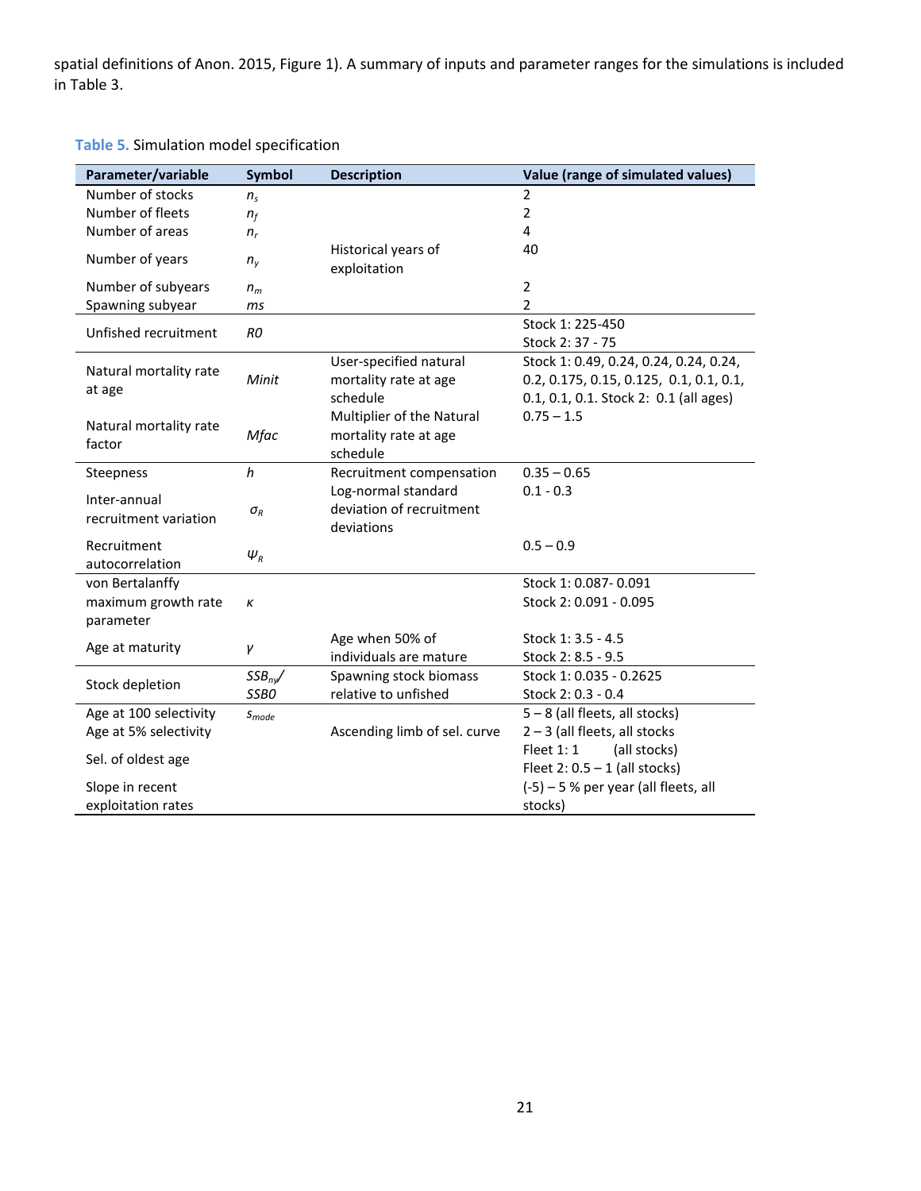spatial definitions of Anon. 2015, Figure 1). A summary of inputs and parameter ranges for the simulations is included in Table 3.

**Table 5.** Simulation model specification

| Parameter/variable | Symbol | Description | Value (range of simulated values) |
|---|---|---|---|
| Number of stocks | $n_s$ | | 2 |
| Number of fleets | $n_f$ | | 2 |
| Number of areas | $n_r$ | | 4 |
| Number of years | $n_y$ | Historical years of exploitation | 40 |
| Number of subyears | $n_m$ | | 2 |
| Spawning subyear | $ms$ | | 2 |
| Unfished recruitment | $R0$ | | Stock 1: 225-450<br>Stock 2: 37 - 75 |
| Natural mortality rate at age | $Minit$ | User-specified natural mortality rate at age schedule | Stock 1: 0.49, 0.24, 0.24, 0.24, 0.24, 0.2, 0.175, 0.15, 0.125, 0.1, 0.1, 0.1, 0.1, 0.1, 0.1. Stock 2: 0.1 (all ages) |
| Natural mortality rate factor | $Mfac$ | Multiplier of the Natural mortality rate at age schedule | 0.75 – 1.5 |
| Steepness | $h$ | Recruitment compensation | 0.35 – 0.65 |
| Inter-annual recruitment variation | $\sigma_R$ | Log-normal standard deviation of recruitment deviations | 0.1 - 0.3 |
| Recruitment autocorrelation | $\Psi_R$ | | 0.5 – 0.9 |
| von Bertalanffy maximum growth rate parameter | $\kappa$ | | Stock 1: 0.087- 0.091<br>Stock 2: 0.091 - 0.095 |
| Age at maturity | $\gamma$ | Age when 50% of individuals are mature | Stock 1: 3.5 - 4.5<br>Stock 2: 8.5 - 9.5 |
| Stock depletion | $SSB_{ny}/SSB0$ | Spawning stock biomass relative to unfished | Stock 1: 0.035 - 0.2625<br>Stock 2: 0.3 - 0.4 |
| Age at 100 selectivity | $s_{mode}$ | | 5 – 8 (all fleets, all stocks) |
| Age at 5% selectivity | | Ascending limb of sel. curve | 2 – 3 (all fleets, all stocks |
| Sel. of oldest age | | | Fleet 1: 1 (all stocks)<br>Fleet 2: 0.5 – 1 (all stocks) |
| Slope in recent exploitation rates | | | (-5) – 5 % per year (all fleets, all stocks) |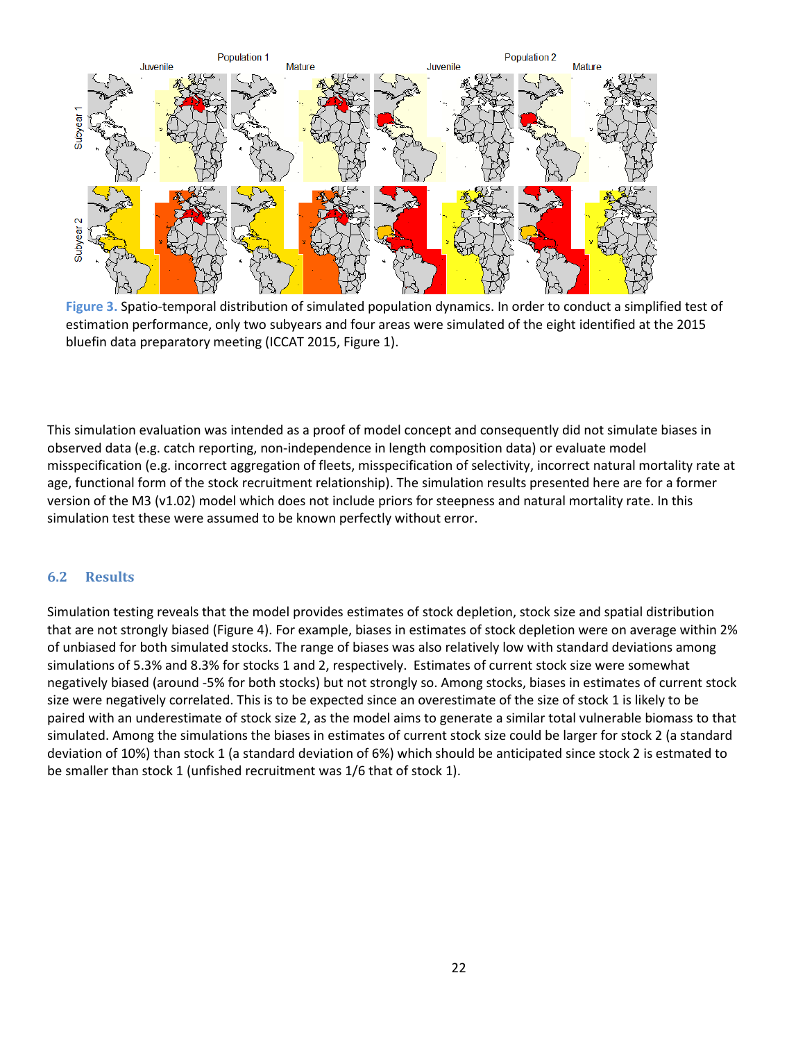Population 1

Population 2

Juvenile

Mature

Juvenile

Mature

Subyear 1

Subyear 2

**Figure 3.** Spatio-temporal distribution of simulated population dynamics. In order to conduct a simplified test of estimation performance, only two subyears and four areas were simulated of the eight identified at the 2015 bluefin data preparatory meeting (ICCAT 2015, Figure 1).

This simulation evaluation was intended as a proof of model concept and consequently did not simulate biases in observed data (e.g. catch reporting, non-independence in length composition data) or evaluate model misspecification (e.g. incorrect aggregation of fleets, misspecification of selectivity, incorrect natural mortality rate at age, functional form of the stock recruitment relationship). The simulation results presented here are for a former version of the M3 (v1.02) model which does not include priors for steepness and natural mortality rate. In this simulation test these were assumed to be known perfectly without error.

### 6.2 Results

Simulation testing reveals that the model provides estimates of stock depletion, stock size and spatial distribution that are not strongly biased (Figure 4). For example, biases in estimates of stock depletion were on average within 2% of unbiased for both simulated stocks. The range of biases was also relatively low with standard deviations among simulations of 5.3% and 8.3% for stocks 1 and 2, respectively. Estimates of current stock size were somewhat negatively biased (around -5% for both stocks) but not strongly so. Among stocks, biases in estimates of current stock size were negatively correlated. This is to be expected since an overestimate of the size of stock 1 is likely to be paired with an underestimate of stock size 2, as the model aims to generate a similar total vulnerable biomass to that simulated. Among the simulations the biases in estimates of current stock size could be larger for stock 2 (a standard deviation of 10%) than stock 1 (a standard deviation of 6%) which should be anticipated since stock 2 is estmated to be smaller than stock 1 (unfished recruitment was 1/6 that of stock 1).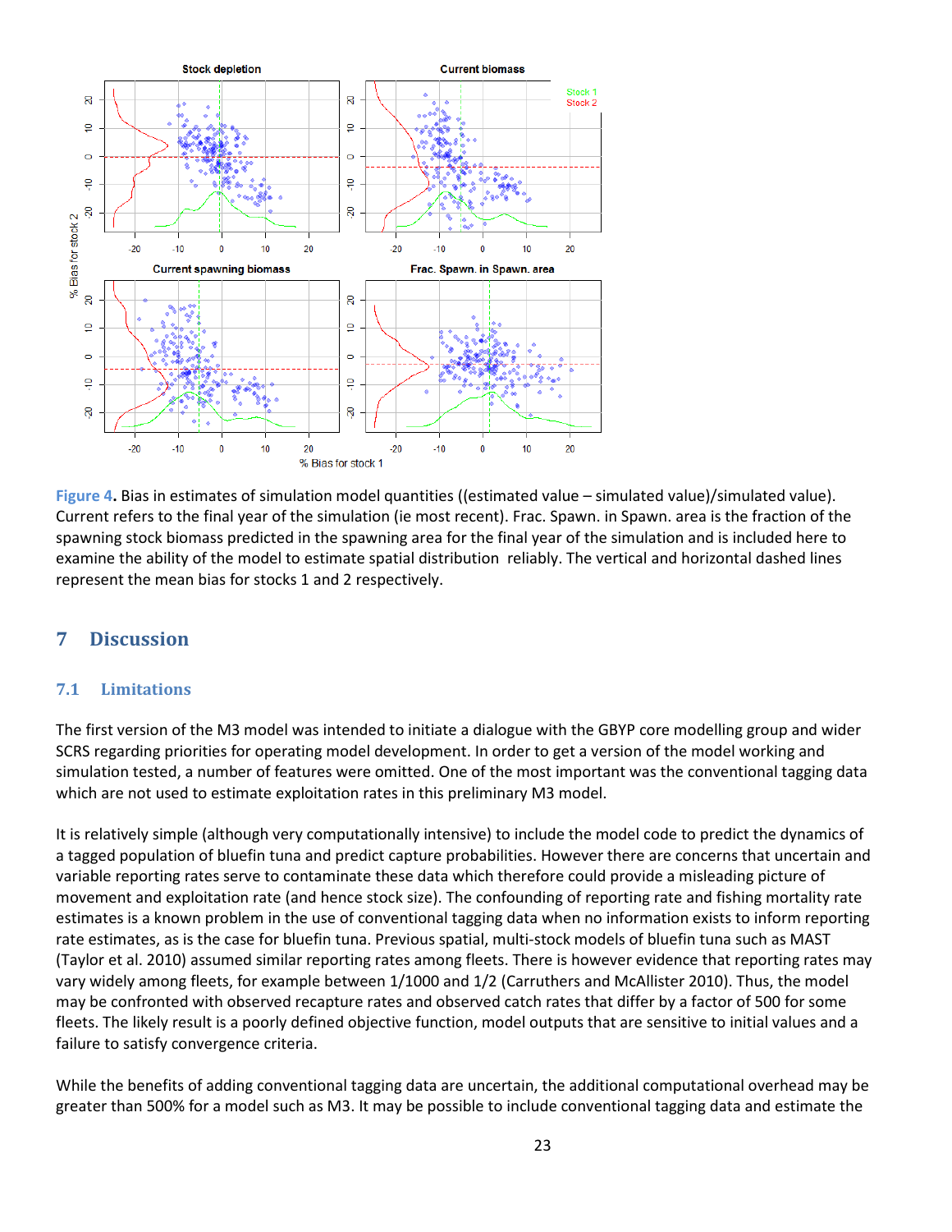Stock depletion

Current biomass

Stock 1
Stock 2

Current spawning biomass

Frac. Spawn. in Spawn. area

% Bias for stock 2

% Bias for stock 1

-20 -10 0 10 20

**Figure 4.** Bias in estimates of simulation model quantities ((estimated value – simulated value)/simulated value). Current refers to the final year of the simulation (ie most recent). Frac. Spawn. in Spawn. area is the fraction of the spawning stock biomass predicted in the spawning area for the final year of the simulation and is included here to examine the ability of the model to estimate spatial distribution reliably. The vertical and horizontal dashed lines represent the mean bias for stocks 1 and 2 respectively.

# 7 Discussion

## 7.1 Limitations

The first version of the M3 model was intended to initiate a dialogue with the GBYP core modelling group and wider SCRS regarding priorities for operating model development. In order to get a version of the model working and simulation tested, a number of features were omitted. One of the most important was the conventional tagging data which are not used to estimate exploitation rates in this preliminary M3 model.

It is relatively simple (although very computationally intensive) to include the model code to predict the dynamics of a tagged population of bluefin tuna and predict capture probabilities. However there are concerns that uncertain and variable reporting rates serve to contaminate these data which therefore could provide a misleading picture of movement and exploitation rate (and hence stock size). The confounding of reporting rate and fishing mortality rate estimates is a known problem in the use of conventional tagging data when no information exists to inform reporting rate estimates, as is the case for bluefin tuna. Previous spatial, multi-stock models of bluefin tuna such as MAST (Taylor et al. 2010) assumed similar reporting rates among fleets. There is however evidence that reporting rates may vary widely among fleets, for example between 1/1000 and 1/2 (Carruthers and McAllister 2010). Thus, the model may be confronted with observed recapture rates and observed catch rates that differ by a factor of 500 for some fleets. The likely result is a poorly defined objective function, model outputs that are sensitive to initial values and a failure to satisfy convergence criteria.

While the benefits of adding conventional tagging data are uncertain, the additional computational overhead may be greater than 500% for a model such as M3. It may be possible to include conventional tagging data and estimate the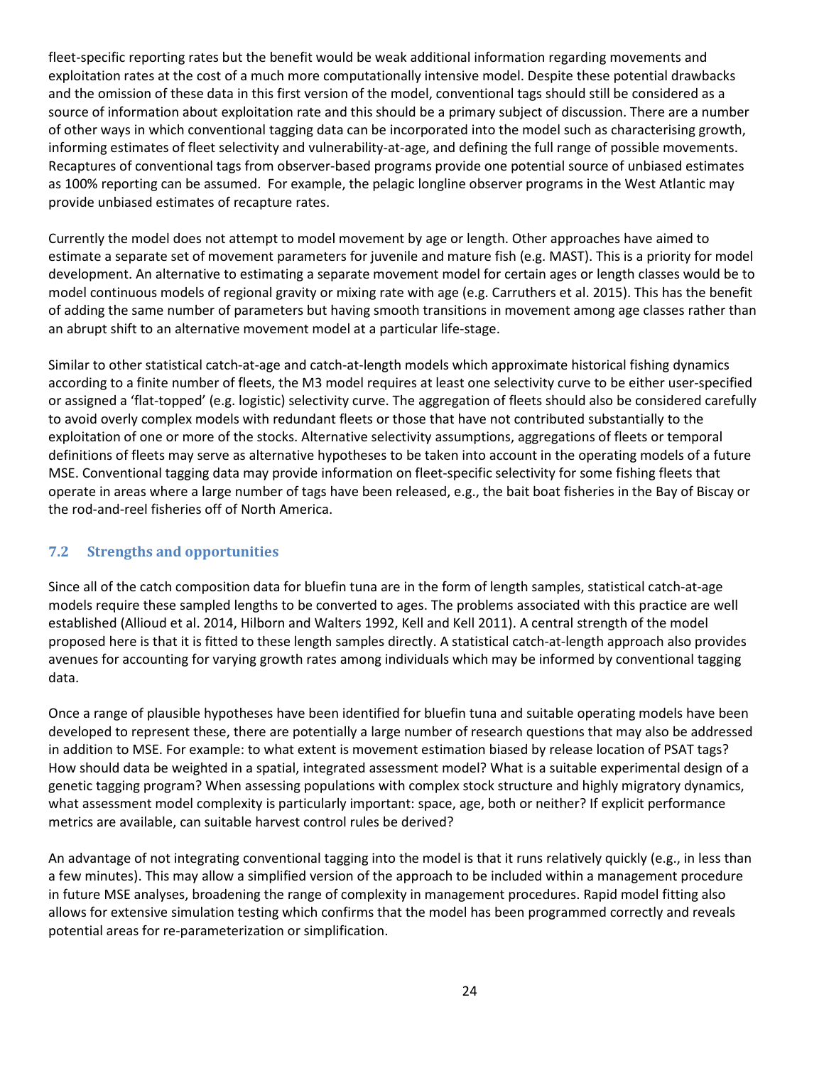fleet-specific reporting rates but the benefit would be weak additional information regarding movements and exploitation rates at the cost of a much more computationally intensive model. Despite these potential drawbacks and the omission of these data in this first version of the model, conventional tags should still be considered as a source of information about exploitation rate and this should be a primary subject of discussion. There are a number of other ways in which conventional tagging data can be incorporated into the model such as characterising growth, informing estimates of fleet selectivity and vulnerability-at-age, and defining the full range of possible movements. Recaptures of conventional tags from observer-based programs provide one potential source of unbiased estimates as 100% reporting can be assumed. For example, the pelagic longline observer programs in the West Atlantic may provide unbiased estimates of recapture rates.

Currently the model does not attempt to model movement by age or length. Other approaches have aimed to estimate a separate set of movement parameters for juvenile and mature fish (e.g. MAST). This is a priority for model development. An alternative to estimating a separate movement model for certain ages or length classes would be to model continuous models of regional gravity or mixing rate with age (e.g. Carruthers et al. 2015). This has the benefit of adding the same number of parameters but having smooth transitions in movement among age classes rather than an abrupt shift to an alternative movement model at a particular life-stage.

Similar to other statistical catch-at-age and catch-at-length models which approximate historical fishing dynamics according to a finite number of fleets, the M3 model requires at least one selectivity curve to be either user-specified or assigned a 'flat-topped' (e.g. logistic) selectivity curve. The aggregation of fleets should also be considered carefully to avoid overly complex models with redundant fleets or those that have not contributed substantially to the exploitation of one or more of the stocks. Alternative selectivity assumptions, aggregations of fleets or temporal definitions of fleets may serve as alternative hypotheses to be taken into account in the operating models of a future MSE. Conventional tagging data may provide information on fleet-specific selectivity for some fishing fleets that operate in areas where a large number of tags have been released, e.g., the bait boat fisheries in the Bay of Biscay or the rod-and-reel fisheries off of North America.

## 7.2 Strengths and opportunities

Since all of the catch composition data for bluefin tuna are in the form of length samples, statistical catch-at-age models require these sampled lengths to be converted to ages. The problems associated with this practice are well established (Allioud et al. 2014, Hilborn and Walters 1992, Kell and Kell 2011). A central strength of the model proposed here is that it is fitted to these length samples directly. A statistical catch-at-length approach also provides avenues for accounting for varying growth rates among individuals which may be informed by conventional tagging data.

Once a range of plausible hypotheses have been identified for bluefin tuna and suitable operating models have been developed to represent these, there are potentially a large number of research questions that may also be addressed in addition to MSE. For example: to what extent is movement estimation biased by release location of PSAT tags? How should data be weighted in a spatial, integrated assessment model? What is a suitable experimental design of a genetic tagging program? When assessing populations with complex stock structure and highly migratory dynamics, what assessment model complexity is particularly important: space, age, both or neither? If explicit performance metrics are available, can suitable harvest control rules be derived?

An advantage of not integrating conventional tagging into the model is that it runs relatively quickly (e.g., in less than a few minutes). This may allow a simplified version of the approach to be included within a management procedure in future MSE analyses, broadening the range of complexity in management procedures. Rapid model fitting also allows for extensive simulation testing which confirms that the model has been programmed correctly and reveals potential areas for re-parameterization or simplification.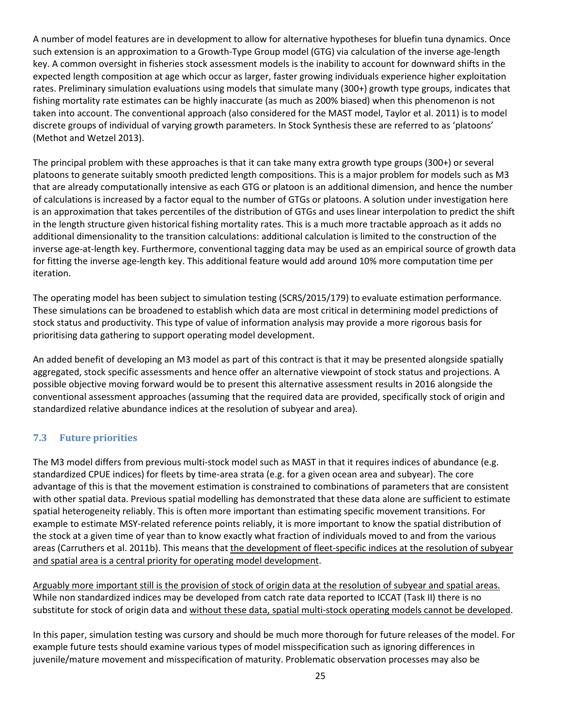A number of model features are in development to allow for alternative hypotheses for bluefin tuna dynamics. Once such extension is an approximation to a Growth-Type Group model (GTG) via calculation of the inverse age-length key. A common oversight in fisheries stock assessment models is the inability to account for downward shifts in the expected length composition at age which occur as larger, faster growing individuals experience higher exploitation rates. Preliminary simulation evaluations using models that simulate many (300+) growth type groups, indicates that fishing mortality rate estimates can be highly inaccurate (as much as 200% biased) when this phenomenon is not taken into account. The conventional approach (also considered for the MAST model, Taylor et al. 2011) is to model discrete groups of individual of varying growth parameters. In Stock Synthesis these are referred to as 'platoons' (Methot and Wetzel 2013).

The principal problem with these approaches is that it can take many extra growth type groups (300+) or several platoons to generate suitably smooth predicted length compositions. This is a major problem for models such as M3 that are already computationally intensive as each GTG or platoon is an additional dimension, and hence the number of calculations is increased by a factor equal to the number of GTGs or platoons. A solution under investigation here is an approximation that takes percentiles of the distribution of GTGs and uses linear interpolation to predict the shift in the length structure given historical fishing mortality rates. This is a much more tractable approach as it adds no additional dimensionality to the transition calculations: additional calculation is limited to the construction of the inverse age-at-length key. Furthermore, conventional tagging data may be used as an empirical source of growth data for fitting the inverse age-length key. This additional feature would add around 10% more computation time per iteration.

The operating model has been subject to simulation testing (SCRS/2015/179) to evaluate estimation performance. These simulations can be broadened to establish which data are most critical in determining model predictions of stock status and productivity. This type of value of information analysis may provide a more rigorous basis for prioritising data gathering to support operating model development.

An added benefit of developing an M3 model as part of this contract is that it may be presented alongside spatially aggregated, stock specific assessments and hence offer an alternative viewpoint of stock status and projections. A possible objective moving forward would be to present this alternative assessment results in 2016 alongside the conventional assessment approaches (assuming that the required data are provided, specifically stock of origin and standardized relative abundance indices at the resolution of subyear and area).

### 7.3 Future priorities

The M3 model differs from previous multi-stock model such as MAST in that it requires indices of abundance (e.g. standardized CPUE indices) for fleets by time-area strata (e.g. for a given ocean area and subyear). The core advantage of this is that the movement estimation is constrained to combinations of parameters that are consistent with other spatial data. Previous spatial modelling has demonstrated that these data alone are sufficient to estimate spatial heterogeneity reliably. This is often more important than estimating specific movement transitions. For example to estimate MSY-related reference points reliably, it is more important to know the spatial distribution of the stock at a given time of year than to know exactly what fraction of individuals moved to and from the various areas (Carruthers et al. 2011b). This means that the development of fleet-specific indices at the resolution of subyear and spatial area is a central priority for operating model development.

Arguably more important still is the provision of stock of origin data at the resolution of subyear and spatial areas. While non standardized indices may be developed from catch rate data reported to ICCAT (Task II) there is no substitute for stock of origin data and without these data, spatial multi-stock operating models cannot be developed.

In this paper, simulation testing was cursory and should be much more thorough for future releases of the model. For example future tests should examine various types of model misspecification such as ignoring differences in juvenile/mature movement and misspecification of maturity. Problematic observation processes may also be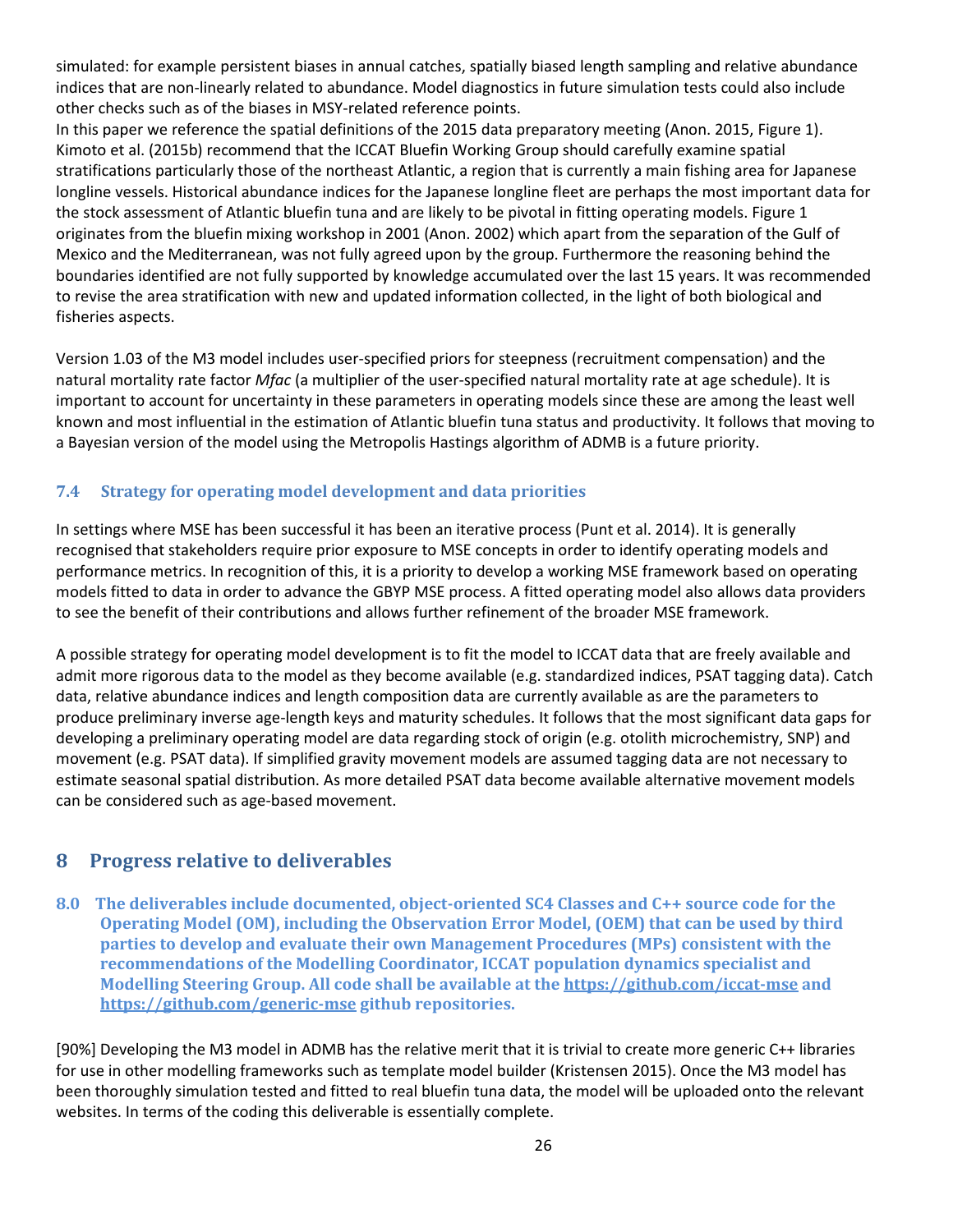simulated: for example persistent biases in annual catches, spatially biased length sampling and relative abundance indices that are non-linearly related to abundance. Model diagnostics in future simulation tests could also include other checks such as of the biases in MSY-related reference points.

In this paper we reference the spatial definitions of the 2015 data preparatory meeting (Anon. 2015, Figure 1). Kimoto et al. (2015b) recommend that the ICCAT Bluefin Working Group should carefully examine spatial stratifications particularly those of the northeast Atlantic, a region that is currently a main fishing area for Japanese longline vessels. Historical abundance indices for the Japanese longline fleet are perhaps the most important data for the stock assessment of Atlantic bluefin tuna and are likely to be pivotal in fitting operating models. Figure 1 originates from the bluefin mixing workshop in 2001 (Anon. 2002) which apart from the separation of the Gulf of Mexico and the Mediterranean, was not fully agreed upon by the group. Furthermore the reasoning behind the boundaries identified are not fully supported by knowledge accumulated over the last 15 years. It was recommended to revise the area stratification with new and updated information collected, in the light of both biological and fisheries aspects.

Version 1.03 of the M3 model includes user-specified priors for steepness (recruitment compensation) and the natural mortality rate factor *Mfac* (a multiplier of the user-specified natural mortality rate at age schedule). It is important to account for uncertainty in these parameters in operating models since these are among the least well known and most influential in the estimation of Atlantic bluefin tuna status and productivity. It follows that moving to a Bayesian version of the model using the Metropolis Hastings algorithm of ADMB is a future priority.

### 7.4 Strategy for operating model development and data priorities

In settings where MSE has been successful it has been an iterative process (Punt et al. 2014). It is generally recognised that stakeholders require prior exposure to MSE concepts in order to identify operating models and performance metrics. In recognition of this, it is a priority to develop a working MSE framework based on operating models fitted to data in order to advance the GBYP MSE process. A fitted operating model also allows data providers to see the benefit of their contributions and allows further refinement of the broader MSE framework.

A possible strategy for operating model development is to fit the model to ICCAT data that are freely available and admit more rigorous data to the model as they become available (e.g. standardized indices, PSAT tagging data). Catch data, relative abundance indices and length composition data are currently available as are the parameters to produce preliminary inverse age-length keys and maturity schedules. It follows that the most significant data gaps for developing a preliminary operating model are data regarding stock of origin (e.g. otolith microchemistry, SNP) and movement (e.g. PSAT data). If simplified gravity movement models are assumed tagging data are not necessary to estimate seasonal spatial distribution. As more detailed PSAT data become available alternative movement models can be considered such as age-based movement.

## 8 Progress relative to deliverables

### 8.0 The deliverables include documented, object-oriented SC4 Classes and C++ source code for the Operating Model (OM), including the Observation Error Model, (OEM) that can be used by third parties to develop and evaluate their own Management Procedures (MPs) consistent with the recommendations of the Modelling Coordinator, ICCAT population dynamics specialist and Modelling Steering Group. All code shall be available at the https://github.com/iccat-mse and https://github.com/generic-mse github repositories.

[90%] Developing the M3 model in ADMB has the relative merit that it is trivial to create more generic C++ libraries for use in other modelling frameworks such as template model builder (Kristensen 2015). Once the M3 model has been thoroughly simulation tested and fitted to real bluefin tuna data, the model will be uploaded onto the relevant websites. In terms of the coding this deliverable is essentially complete.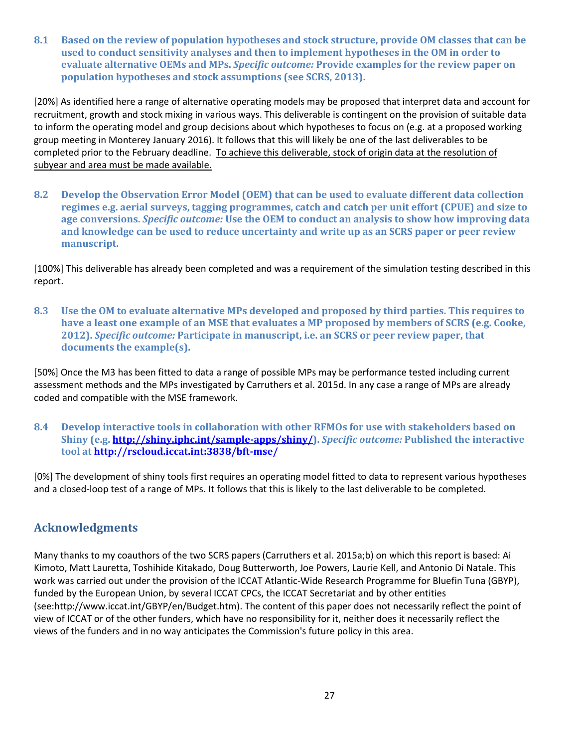**8.1 Based on the review of population hypotheses and stock structure, provide OM classes that can be used to conduct sensitivity analyses and then to implement hypotheses in the OM in order to evaluate alternative OEMs and MPs.** ***Specific outcome:*** **Provide examples for the review paper on population hypotheses and stock assumptions (see SCRS, 2013).**

[20%] As identified here a range of alternative operating models may be proposed that interpret data and account for recruitment, growth and stock mixing in various ways. This deliverable is contingent on the provision of suitable data to inform the operating model and group decisions about which hypotheses to focus on (e.g. at a proposed working group meeting in Monterey January 2016). It follows that this will likely be one of the last deliverables to be completed prior to the February deadline. <u>To achieve this deliverable, stock of origin data at the resolution of subyear and area must be made available.</u>

**8.2 Develop the Observation Error Model (OEM) that can be used to evaluate different data collection regimes e.g. aerial surveys, tagging programmes, catch and catch per unit effort (CPUE) and size to age conversions.** ***Specific outcome:*** **Use the OEM to conduct an analysis to show how improving data and knowledge can be used to reduce uncertainty and write up as an SCRS paper or peer review manuscript.**

[100%] This deliverable has already been completed and was a requirement of the simulation testing described in this report.

**8.3 Use the OM to evaluate alternative MPs developed and proposed by third parties. This requires to have a least one example of an MSE that evaluates a MP proposed by members of SCRS (e.g. Cooke, 2012).** ***Specific outcome:*** **Participate in manuscript, i.e. an SCRS or peer review paper, that documents the example(s).**

[50%] Once the M3 has been fitted to data a range of possible MPs may be performance tested including current assessment methods and the MPs investigated by Carruthers et al. 2015d. In any case a range of MPs are already coded and compatible with the MSE framework.

**8.4 Develop interactive tools in collaboration with other RFMOs for use with stakeholders based on Shiny (e.g. [http://shiny.iphc.int/sample-apps/shiny/](http://shiny.iphc.int/sample-apps/shiny/)).** ***Specific outcome:*** **Published the interactive tool at [http://rscloud.iccat.int:3838/bft-mse/](http://rscloud.iccat.int:3838/bft-mse/)**

[0%] The development of shiny tools first requires an operating model fitted to data to represent various hypotheses and a closed-loop test of a range of MPs. It follows that this is likely to the last deliverable to be completed.

## Acknowledgments

Many thanks to my coauthors of the two SCRS papers (Carruthers et al. 2015a;b) on which this report is based: Ai Kimoto, Matt Lauretta, Toshihide Kitakado, Doug Butterworth, Joe Powers, Laurie Kell, and Antonio Di Natale. This work was carried out under the provision of the ICCAT Atlantic-Wide Research Programme for Bluefin Tuna (GBYP), funded by the European Union, by several ICCAT CPCs, the ICCAT Secretariat and by other entities (see:http://www.iccat.int/GBYP/en/Budget.htm). The content of this paper does not necessarily reflect the point of view of ICCAT or of the other funders, which have no responsibility for it, neither does it necessarily reflect the views of the funders and in no way anticipates the Commission's future policy in this area.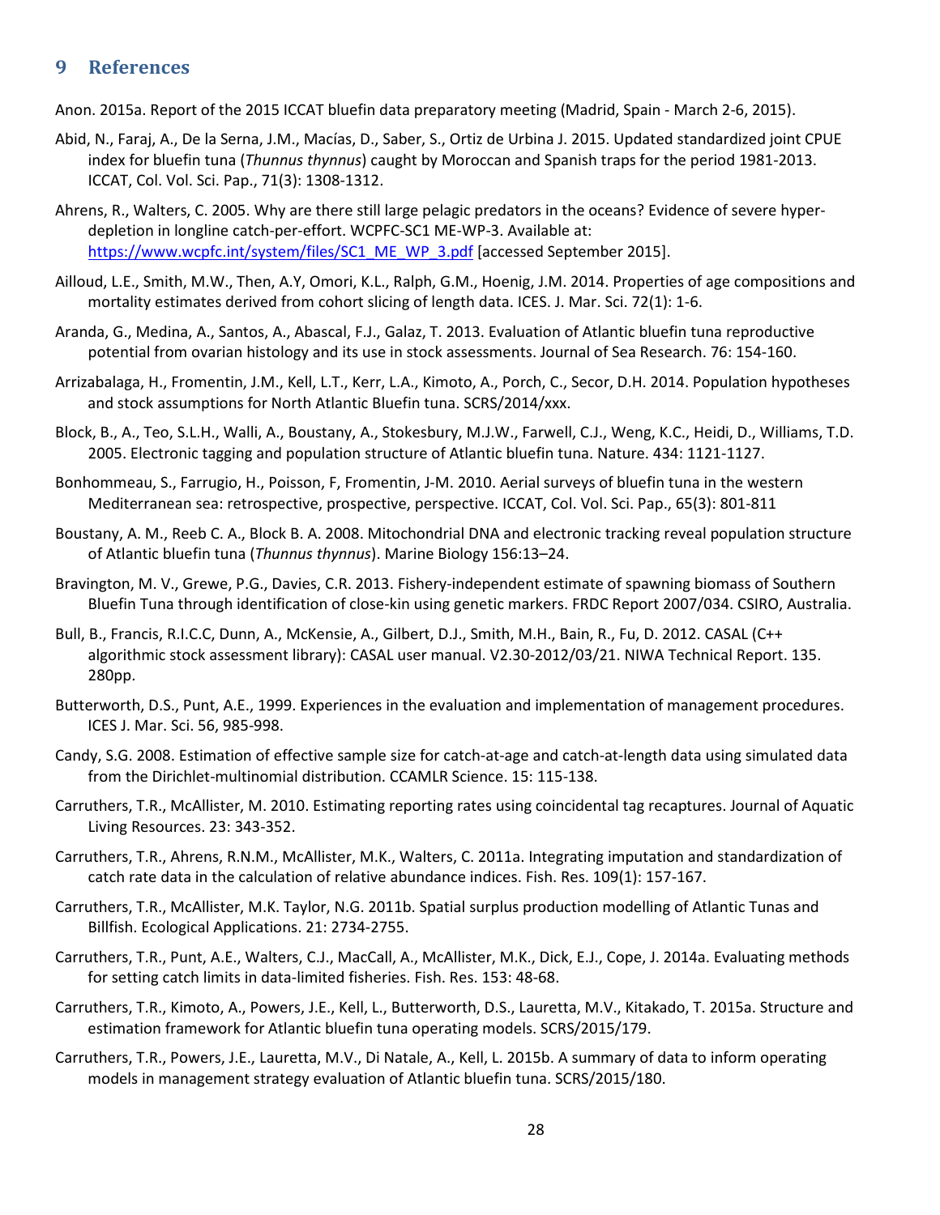## 9 References

Anon. 2015a. Report of the 2015 ICCAT bluefin data preparatory meeting (Madrid, Spain - March 2-6, 2015).

Abid, N., Faraj, A., De la Serna, J.M., Macías, D., Saber, S., Ortiz de Urbina J. 2015. Updated standardized joint CPUE index for bluefin tuna (*Thunnus thynnus*) caught by Moroccan and Spanish traps for the period 1981-2013. ICCAT, Col. Vol. Sci. Pap., 71(3): 1308-1312.

Ahrens, R., Walters, C. 2005. Why are there still large pelagic predators in the oceans? Evidence of severe hyper-depletion in longline catch-per-effort. WCPFC-SC1 ME-WP-3. Available at: [https://www.wcpfc.int/system/files/SC1_ME_WP_3.pdf](https://www.wcpfc.int/system/files/SC1_ME_WP_3.pdf) [accessed September 2015].

Ailloud, L.E., Smith, M.W., Then, A.Y, Omori, K.L., Ralph, G.M., Hoenig, J.M. 2014. Properties of age compositions and mortality estimates derived from cohort slicing of length data. ICES. J. Mar. Sci. 72(1): 1-6.

Aranda, G., Medina, A., Santos, A., Abascal, F.J., Galaz, T. 2013. Evaluation of Atlantic bluefin tuna reproductive potential from ovarian histology and its use in stock assessments. Journal of Sea Research. 76: 154-160.

Arrizabalaga, H., Fromentin, J.M., Kell, L.T., Kerr, L.A., Kimoto, A., Porch, C., Secor, D.H. 2014. Population hypotheses and stock assumptions for North Atlantic Bluefin tuna. SCRS/2014/xxx.

Block, B., A., Teo, S.L.H., Walli, A., Boustany, A., Stokesbury, M.J.W., Farwell, C.J., Weng, K.C., Heidi, D., Williams, T.D. 2005. Electronic tagging and population structure of Atlantic bluefin tuna. Nature. 434: 1121-1127.

Bonhommeau, S., Farrugio, H., Poisson, F, Fromentin, J-M. 2010. Aerial surveys of bluefin tuna in the western Mediterranean sea: retrospective, prospective, perspective. ICCAT, Col. Vol. Sci. Pap., 65(3): 801-811

Boustany, A. M., Reeb C. A., Block B. A. 2008. Mitochondrial DNA and electronic tracking reveal population structure of Atlantic bluefin tuna (*Thunnus thynnus*). Marine Biology 156:13–24.

Bravington, M. V., Grewe, P.G., Davies, C.R. 2013. Fishery-independent estimate of spawning biomass of Southern Bluefin Tuna through identification of close-kin using genetic markers. FRDC Report 2007/034. CSIRO, Australia.

Bull, B., Francis, R.I.C.C, Dunn, A., McKensie, A., Gilbert, D.J., Smith, M.H., Bain, R., Fu, D. 2012. CASAL (C++ algorithmic stock assessment library): CASAL user manual. V2.30-2012/03/21. NIWA Technical Report. 135. 280pp.

Butterworth, D.S., Punt, A.E., 1999. Experiences in the evaluation and implementation of management procedures. ICES J. Mar. Sci. 56, 985-998.

Candy, S.G. 2008. Estimation of effective sample size for catch-at-age and catch-at-length data using simulated data from the Dirichlet-multinomial distribution. CCAMLR Science. 15: 115-138.

Carruthers, T.R., McAllister, M. 2010. Estimating reporting rates using coincidental tag recaptures. Journal of Aquatic Living Resources. 23: 343-352.

Carruthers, T.R., Ahrens, R.N.M., McAllister, M.K., Walters, C. 2011a. Integrating imputation and standardization of catch rate data in the calculation of relative abundance indices. Fish. Res. 109(1): 157-167.

Carruthers, T.R., McAllister, M.K. Taylor, N.G. 2011b. Spatial surplus production modelling of Atlantic Tunas and Billfish. Ecological Applications. 21: 2734-2755.

Carruthers, T.R., Punt, A.E., Walters, C.J., MacCall, A., McAllister, M.K., Dick, E.J., Cope, J. 2014a. Evaluating methods for setting catch limits in data-limited fisheries. Fish. Res. 153: 48-68.

Carruthers, T.R., Kimoto, A., Powers, J.E., Kell, L., Butterworth, D.S., Lauretta, M.V., Kitakado, T. 2015a. Structure and estimation framework for Atlantic bluefin tuna operating models. SCRS/2015/179.

Carruthers, T.R., Powers, J.E., Lauretta, M.V., Di Natale, A., Kell, L. 2015b. A summary of data to inform operating models in management strategy evaluation of Atlantic bluefin tuna. SCRS/2015/180.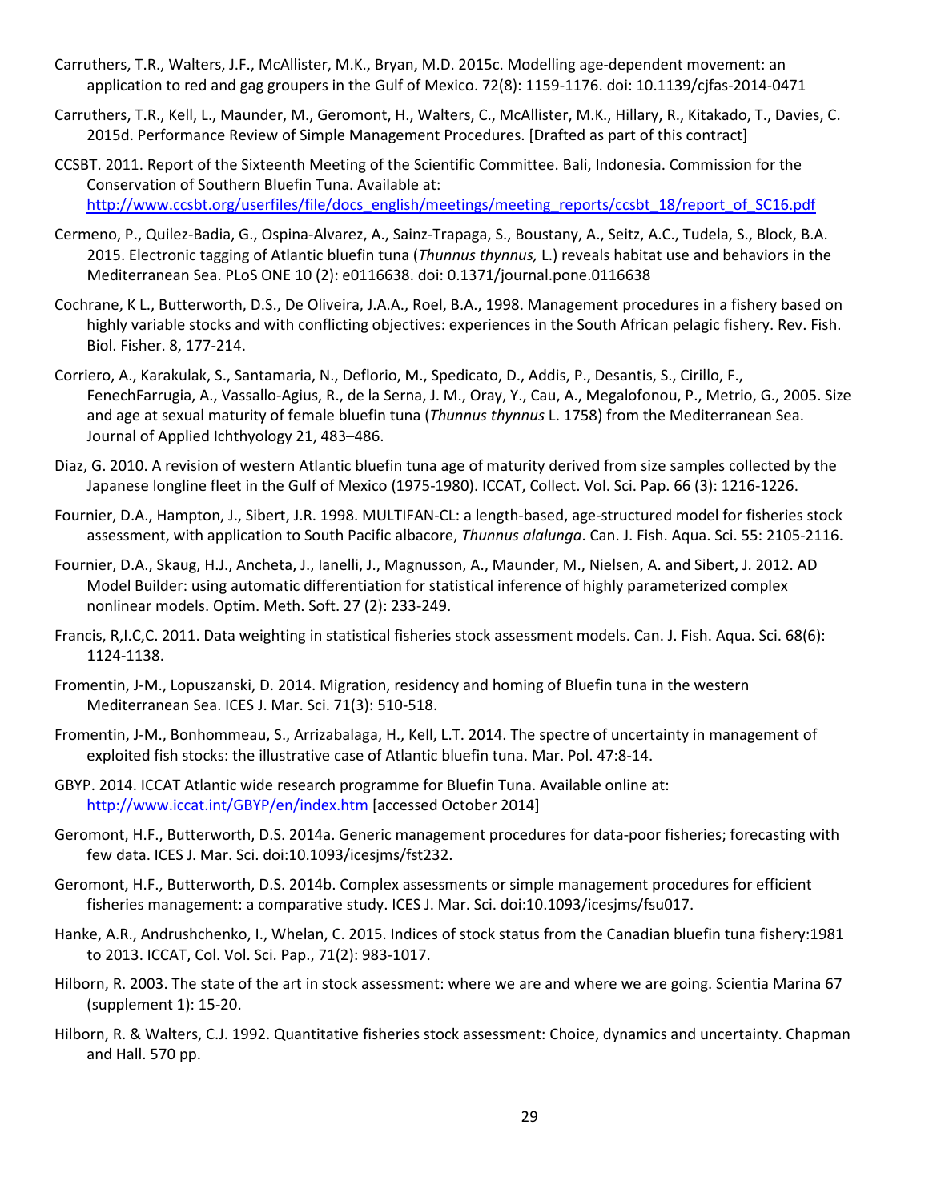Carruthers, T.R., Walters, J.F., McAllister, M.K., Bryan, M.D. 2015c. Modelling age-dependent movement: an application to red and gag groupers in the Gulf of Mexico. 72(8): 1159-1176. doi: 10.1139/cjfas-2014-0471

Carruthers, T.R., Kell, L., Maunder, M., Geromont, H., Walters, C., McAllister, M.K., Hillary, R., Kitakado, T., Davies, C. 2015d. Performance Review of Simple Management Procedures. [Drafted as part of this contract]

CCSBT. 2011. Report of the Sixteenth Meeting of the Scientific Committee. Bali, Indonesia. Commission for the Conservation of Southern Bluefin Tuna. Available at: http://www.ccsbt.org/userfiles/file/docs_english/meetings/meeting_reports/ccsbt_18/report_of_SC16.pdf

Cermeno, P., Quilez-Badia, G., Ospina-Alvarez, A., Sainz-Trapaga, S., Boustany, A., Seitz, A.C., Tudela, S., Block, B.A. 2015. Electronic tagging of Atlantic bluefin tuna (*Thunnus thynnus,* L.) reveals habitat use and behaviors in the Mediterranean Sea. PLoS ONE 10 (2): e0116638. doi: 0.1371/journal.pone.0116638

Cochrane, K L., Butterworth, D.S., De Oliveira, J.A.A., Roel, B.A., 1998. Management procedures in a fishery based on highly variable stocks and with conflicting objectives: experiences in the South African pelagic fishery. Rev. Fish. Biol. Fisher. 8, 177-214.

Corriero, A., Karakulak, S., Santamaria, N., Deflorio, M., Spedicato, D., Addis, P., Desantis, S., Cirillo, F., FenechFarrugia, A., Vassallo-Agius, R., de la Serna, J. M., Oray, Y., Cau, A., Megalofonou, P., Metrio, G., 2005. Size and age at sexual maturity of female bluefin tuna (*Thunnus thynnus* L. 1758) from the Mediterranean Sea. Journal of Applied Ichthyology 21, 483–486.

Diaz, G. 2010. A revision of western Atlantic bluefin tuna age of maturity derived from size samples collected by the Japanese longline fleet in the Gulf of Mexico (1975-1980). ICCAT, Collect. Vol. Sci. Pap. 66 (3): 1216-1226.

Fournier, D.A., Hampton, J., Sibert, J.R. 1998. MULTIFAN-CL: a length-based, age-structured model for fisheries stock assessment, with application to South Pacific albacore, *Thunnus alalunga*. Can. J. Fish. Aqua. Sci. 55: 2105-2116.

Fournier, D.A., Skaug, H.J., Ancheta, J., Ianelli, J., Magnusson, A., Maunder, M., Nielsen, A. and Sibert, J. 2012. AD Model Builder: using automatic differentiation for statistical inference of highly parameterized complex nonlinear models. Optim. Meth. Soft. 27 (2): 233-249.

Francis, R,I.C,C. 2011. Data weighting in statistical fisheries stock assessment models. Can. J. Fish. Aqua. Sci. 68(6): 1124-1138.

Fromentin, J-M., Lopuszanski, D. 2014. Migration, residency and homing of Bluefin tuna in the western Mediterranean Sea. ICES J. Mar. Sci. 71(3): 510-518.

Fromentin, J-M., Bonhommeau, S., Arrizabalaga, H., Kell, L.T. 2014. The spectre of uncertainty in management of exploited fish stocks: the illustrative case of Atlantic bluefin tuna. Mar. Pol. 47:8-14.

GBYP. 2014. ICCAT Atlantic wide research programme for Bluefin Tuna. Available online at: http://www.iccat.int/GBYP/en/index.htm [accessed October 2014]

Geromont, H.F., Butterworth, D.S. 2014a. Generic management procedures for data-poor fisheries; forecasting with few data. ICES J. Mar. Sci. doi:10.1093/icesjms/fst232.

Geromont, H.F., Butterworth, D.S. 2014b. Complex assessments or simple management procedures for efficient fisheries management: a comparative study. ICES J. Mar. Sci. doi:10.1093/icesjms/fsu017.

Hanke, A.R., Andrushchenko, I., Whelan, C. 2015. Indices of stock status from the Canadian bluefin tuna fishery:1981 to 2013. ICCAT, Col. Vol. Sci. Pap., 71(2): 983-1017.

Hilborn, R. 2003. The state of the art in stock assessment: where we are and where we are going. Scientia Marina 67 (supplement 1): 15-20.

Hilborn, R. & Walters, C.J. 1992. Quantitative fisheries stock assessment: Choice, dynamics and uncertainty. Chapman and Hall. 570 pp.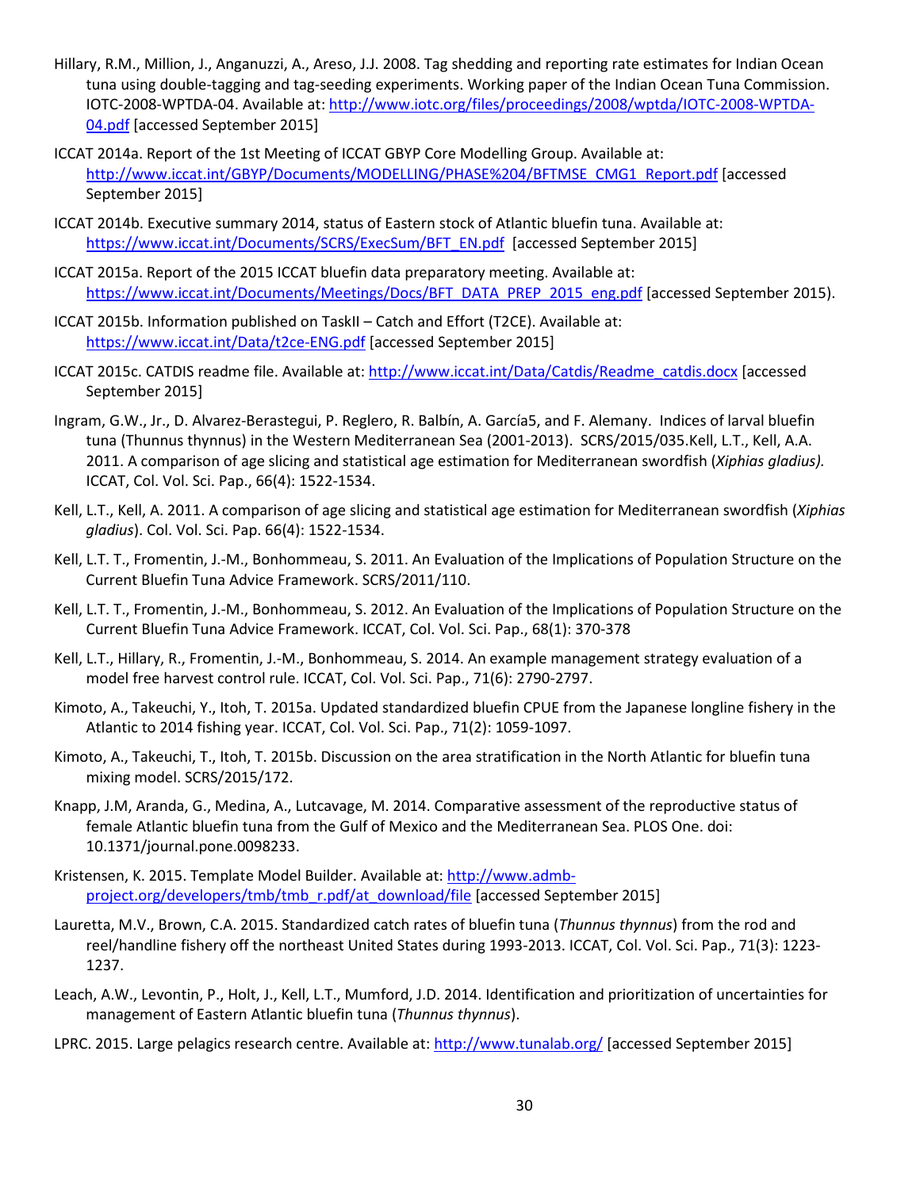Hillary, R.M., Million, J., Anganuzzi, A., Areso, J.J. 2008. Tag shedding and reporting rate estimates for Indian Ocean tuna using double-tagging and tag-seeding experiments. Working paper of the Indian Ocean Tuna Commission. IOTC-2008-WPTDA-04. Available at: http://www.iotc.org/files/proceedings/2008/wptda/IOTC-2008-WPTDA-04.pdf [accessed September 2015]

ICCAT 2014a. Report of the 1st Meeting of ICCAT GBYP Core Modelling Group. Available at: http://www.iccat.int/GBYP/Documents/MODELLING/PHASE%204/BFTMSE_CMG1_Report.pdf [accessed September 2015]

ICCAT 2014b. Executive summary 2014, status of Eastern stock of Atlantic bluefin tuna. Available at: https://www.iccat.int/Documents/SCRS/ExecSum/BFT_EN.pdf [accessed September 2015]

ICCAT 2015a. Report of the 2015 ICCAT bluefin data preparatory meeting. Available at: https://www.iccat.int/Documents/Meetings/Docs/BFT_DATA_PREP_2015_eng.pdf [accessed September 2015).

ICCAT 2015b. Information published on TaskII – Catch and Effort (T2CE). Available at: https://www.iccat.int/Data/t2ce-ENG.pdf [accessed September 2015]

ICCAT 2015c. CATDIS readme file. Available at: http://www.iccat.int/Data/Catdis/Readme_catdis.docx [accessed September 2015]

Ingram, G.W., Jr., D. Alvarez-Berastegui, P. Reglero, R. Balbín, A. García5, and F. Alemany. Indices of larval bluefin tuna (Thunnus thynnus) in the Western Mediterranean Sea (2001-2013). SCRS/2015/035.Kell, L.T., Kell, A.A. 2011. A comparison of age slicing and statistical age estimation for Mediterranean swordfish (*Xiphias gladius).* ICCAT, Col. Vol. Sci. Pap., 66(4): 1522-1534.

Kell, L.T., Kell, A. 2011. A comparison of age slicing and statistical age estimation for Mediterranean swordfish (*Xiphias gladius*). Col. Vol. Sci. Pap. 66(4): 1522-1534.

Kell, L.T. T., Fromentin, J.-M., Bonhommeau, S. 2011. An Evaluation of the Implications of Population Structure on the Current Bluefin Tuna Advice Framework. SCRS/2011/110.

Kell, L.T. T., Fromentin, J.-M., Bonhommeau, S. 2012. An Evaluation of the Implications of Population Structure on the Current Bluefin Tuna Advice Framework. ICCAT, Col. Vol. Sci. Pap., 68(1): 370-378

Kell, L.T., Hillary, R., Fromentin, J.-M., Bonhommeau, S. 2014. An example management strategy evaluation of a model free harvest control rule. ICCAT, Col. Vol. Sci. Pap., 71(6): 2790-2797.

Kimoto, A., Takeuchi, Y., Itoh, T. 2015a. Updated standardized bluefin CPUE from the Japanese longline fishery in the Atlantic to 2014 fishing year. ICCAT, Col. Vol. Sci. Pap., 71(2): 1059-1097.

Kimoto, A., Takeuchi, T., Itoh, T. 2015b. Discussion on the area stratification in the North Atlantic for bluefin tuna mixing model. SCRS/2015/172.

Knapp, J.M, Aranda, G., Medina, A., Lutcavage, M. 2014. Comparative assessment of the reproductive status of female Atlantic bluefin tuna from the Gulf of Mexico and the Mediterranean Sea. PLOS One. doi: 10.1371/journal.pone.0098233.

Kristensen, K. 2015. Template Model Builder. Available at: http://www.admb-project.org/developers/tmb/tmb_r.pdf/at_download/file [accessed September 2015]

Lauretta, M.V., Brown, C.A. 2015. Standardized catch rates of bluefin tuna (*Thunnus thynnus*) from the rod and reel/handline fishery off the northeast United States during 1993-2013. ICCAT, Col. Vol. Sci. Pap., 71(3): 1223-1237.

Leach, A.W., Levontin, P., Holt, J., Kell, L.T., Mumford, J.D. 2014. Identification and prioritization of uncertainties for management of Eastern Atlantic bluefin tuna (*Thunnus thynnus*).

LPRC. 2015. Large pelagics research centre. Available at: http://www.tunalab.org/ [accessed September 2015]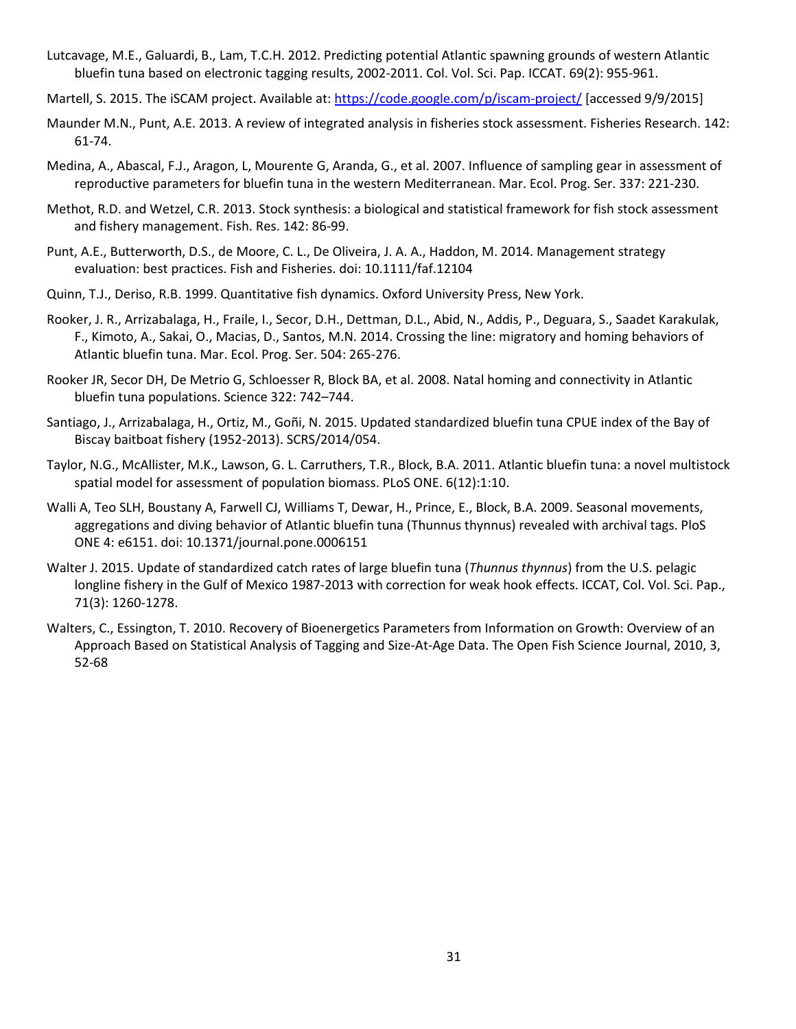Lutcavage, M.E., Galuardi, B., Lam, T.C.H. 2012. Predicting potential Atlantic spawning grounds of western Atlantic bluefin tuna based on electronic tagging results, 2002-2011. Col. Vol. Sci. Pap. ICCAT. 69(2): 955-961.

Martell, S. 2015. The iSCAM project. Available at: https://code.google.com/p/iscam-project/ [accessed 9/9/2015]

Maunder M.N., Punt, A.E. 2013. A review of integrated analysis in fisheries stock assessment. Fisheries Research. 142: 61-74.

Medina, A., Abascal, F.J., Aragon, L, Mourente G, Aranda, G., et al. 2007. Influence of sampling gear in assessment of reproductive parameters for bluefin tuna in the western Mediterranean. Mar. Ecol. Prog. Ser. 337: 221-230.

Methot, R.D. and Wetzel, C.R. 2013. Stock synthesis: a biological and statistical framework for fish stock assessment and fishery management. Fish. Res. 142: 86-99.

Punt, A.E., Butterworth, D.S., de Moore, C. L., De Oliveira, J. A. A., Haddon, M. 2014. Management strategy evaluation: best practices. Fish and Fisheries. doi: 10.1111/faf.12104

Quinn, T.J., Deriso, R.B. 1999. Quantitative fish dynamics. Oxford University Press, New York.

Rooker, J. R., Arrizabalaga, H., Fraile, I., Secor, D.H., Dettman, D.L., Abid, N., Addis, P., Deguara, S., Saadet Karakulak, F., Kimoto, A., Sakai, O., Macias, D., Santos, M.N. 2014. Crossing the line: migratory and homing behaviors of Atlantic bluefin tuna. Mar. Ecol. Prog. Ser. 504: 265-276.

Rooker JR, Secor DH, De Metrio G, Schloesser R, Block BA, et al. 2008. Natal homing and connectivity in Atlantic bluefin tuna populations. Science 322: 742–744.

Santiago, J., Arrizabalaga, H., Ortiz, M., Goñi, N. 2015. Updated standardized bluefin tuna CPUE index of the Bay of Biscay baitboat fishery (1952-2013). SCRS/2014/054.

Taylor, N.G., McAllister, M.K., Lawson, G. L. Carruthers, T.R., Block, B.A. 2011. Atlantic bluefin tuna: a novel multistock spatial model for assessment of population biomass. PLoS ONE. 6(12):1:10.

Walli A, Teo SLH, Boustany A, Farwell CJ, Williams T, Dewar, H., Prince, E., Block, B.A. 2009. Seasonal movements, aggregations and diving behavior of Atlantic bluefin tuna (Thunnus thynnus) revealed with archival tags. PloS ONE 4: e6151. doi: 10.1371/journal.pone.0006151

Walter J. 2015. Update of standardized catch rates of large bluefin tuna (*Thunnus thynnus*) from the U.S. pelagic longline fishery in the Gulf of Mexico 1987-2013 with correction for weak hook effects. ICCAT, Col. Vol. Sci. Pap., 71(3): 1260-1278.

Walters, C., Essington, T. 2010. Recovery of Bioenergetics Parameters from Information on Growth: Overview of an Approach Based on Statistical Analysis of Tagging and Size-At-Age Data. The Open Fish Science Journal, 2010, 3, 52-68